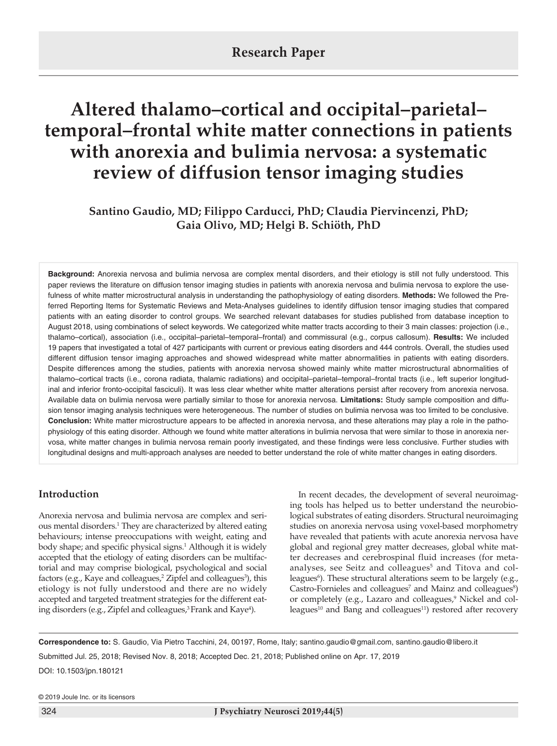Research Paper

# Altered thalamo–cortical and occipital–parietal–temporal–frontal white matter connections in patients with anorexia and bulimia nervosa: a systematic review of diffusion tensor imaging studies

**Santino Gaudio, MD; Filippo Carducci, PhD; Claudia Piervincenzi, PhD; Gaia Olivo, MD; Helgi B. Schiöth, PhD**

**Background:** Anorexia nervosa and bulimia nervosa are complex mental disorders, and their etiology is still not fully understood. This paper reviews the literature on diffusion tensor imaging studies in patients with anorexia nervosa and bulimia nervosa to explore the usefulness of white matter microstructural analysis in understanding the pathophysiology of eating disorders. **Methods:** We followed the Preferred Reporting Items for Systematic Reviews and Meta-Analyses guidelines to identify diffusion tensor imaging studies that compared patients with an eating disorder to control groups. We searched relevant databases for studies published from database inception to August 2018, using combinations of select keywords. We categorized white matter tracts according to their 3 main classes: projection (i.e., thalamo–cortical), association (i.e., occipital–parietal–temporal–frontal) and commissural (e.g., corpus callosum). **Results:** We included 19 papers that investigated a total of 427 participants with current or previous eating disorders and 444 controls. Overall, the studies used different diffusion tensor imaging approaches and showed widespread white matter abnormalities in patients with eating disorders. Despite differences among the studies, patients with anorexia nervosa showed mainly white matter microstructural abnormalities of thalamo–cortical tracts (i.e., corona radiata, thalamic radiations) and occipital–parietal–temporal–frontal tracts (i.e., left superior longitudinal and inferior fronto-occipital fasciculi). It was less clear whether white matter alterations persist after recovery from anorexia nervosa. Available data on bulimia nervosa were partially similar to those for anorexia nervosa. **Limitations:** Study sample composition and diffusion tensor imaging analysis techniques were heterogeneous. The number of studies on bulimia nervosa was too limited to be conclusive. **Conclusion:** White matter microstructure appears to be affected in anorexia nervosa, and these alterations may play a role in the pathophysiology of this eating disorder. Although we found white matter alterations in bulimia nervosa that were similar to those in anorexia nervosa, white matter changes in bulimia nervosa remain poorly investigated, and these findings were less conclusive. Further studies with longitudinal designs and multi-approach analyses are needed to better understand the role of white matter changes in eating disorders.

## Introduction

Anorexia nervosa and bulimia nervosa are complex and serious mental disorders.[1] They are characterized by altered eating behaviours; intense preoccupations with weight, eating and body shape; and specific physical signs.[1] Although it is widely accepted that the etiology of eating disorders can be multifactorial and may comprise biological, psychological and social factors (e.g., Kaye and colleagues,[2] Zipfel and colleagues[3]), this etiology is not fully understood and there are no widely accepted and targeted treatment strategies for the different eating disorders (e.g., Zipfel and colleagues,[3] Frank and Kaye[4]).

In recent decades, the development of several neuroimaging tools has helped us to better understand the neurobiological substrates of eating disorders. Structural neuroimaging studies on anorexia nervosa using voxel-based morphometry have revealed that patients with acute anorexia nervosa have global and regional grey matter decreases, global white matter decreases and cerebrospinal fluid increases (for meta-analyses, see Seitz and colleagues[5] and Titova and colleagues[6]). These structural alterations seem to be largely (e.g., Castro-Fornieles and colleagues[7] and Mainz and colleagues[8]) or completely (e.g., Lazaro and colleagues,[9] Nickel and colleagues[10] and Bang and colleagues[11]) restored after recovery

**Correspondence to:** S. Gaudio, Via Pietro Tacchini, 24, 00197, Rome, Italy; santino.gaudio@gmail.com, santino.gaudio@libero.it

Submitted Jul. 25, 2018; Revised Nov. 8, 2018; Accepted Dec. 21, 2018; Published online on Apr. 17, 2019

DOI: 10.1503/jpn.180121

© 2019 Joule Inc. or its licensors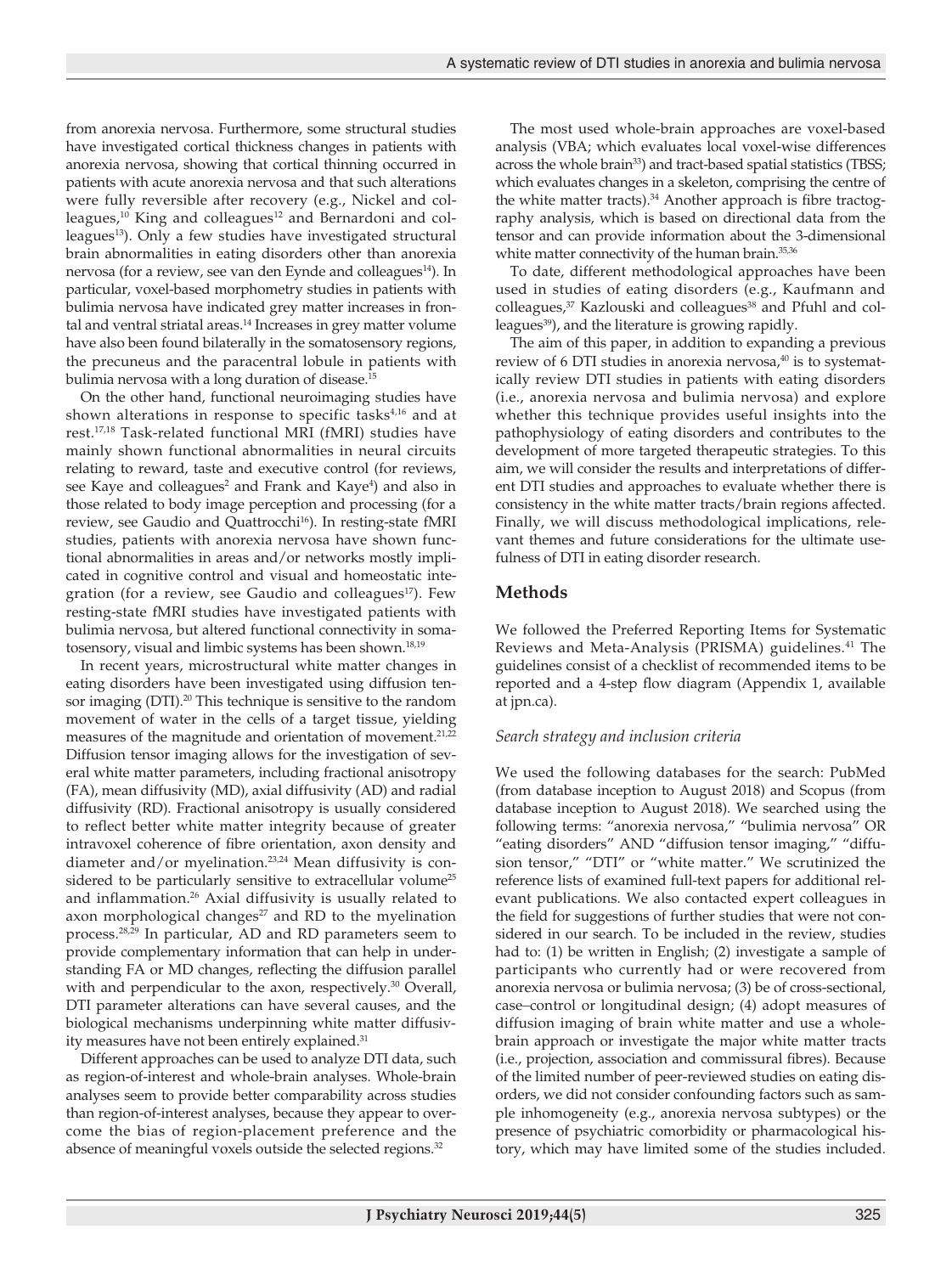from anorexia nervosa. Furthermore, some structural studies have investigated cortical thickness changes in patients with anorexia nervosa, showing that cortical thinning occurred in patients with acute anorexia nervosa and that such alterations were fully reversible after recovery (e.g., Nickel and colleagues,[10] King and colleagues[12] and Bernardoni and colleagues[13]). Only a few studies have investigated structural brain abnormalities in eating disorders other than anorexia nervosa (for a review, see van den Eynde and colleagues[14]). In particular, voxel-based morphometry studies in patients with bulimia nervosa have indicated grey matter increases in frontal and ventral striatal areas.[14] Increases in grey matter volume have also been found bilaterally in the somatosensory regions, the precuneus and the paracentral lobule in patients with bulimia nervosa with a long duration of disease.[15]

On the other hand, functional neuroimaging studies have shown alterations in response to specific tasks[4,16] and at rest.[17,18] Task-related functional MRI (fMRI) studies have mainly shown functional abnormalities in neural circuits relating to reward, taste and executive control (for reviews, see Kaye and colleagues[2] and Frank and Kaye[4]) and also in those related to body image perception and processing (for a review, see Gaudio and Quattrocchi[16]). In resting-state fMRI studies, patients with anorexia nervosa have shown functional abnormalities in areas and/or networks mostly implicated in cognitive control and visual and homeostatic integration (for a review, see Gaudio and colleagues[17]). Few resting-state fMRI studies have investigated patients with bulimia nervosa, but altered functional connectivity in somatosensory, visual and limbic systems has been shown.[18,19]

In recent years, microstructural white matter changes in eating disorders have been investigated using diffusion tensor imaging (DTI).[20] This technique is sensitive to the random movement of water in the cells of a target tissue, yielding measures of the magnitude and orientation of movement.[21,22] Diffusion tensor imaging allows for the investigation of several white matter parameters, including fractional anisotropy (FA), mean diffusivity (MD), axial diffusivity (AD) and radial diffusivity (RD). Fractional anisotropy is usually considered to reflect better white matter integrity because of greater intravoxel coherence of fibre orientation, axon density and diameter and/or myelination.[23,24] Mean diffusivity is considered to be particularly sensitive to extracellular volume[25] and inflammation.[26] Axial diffusivity is usually related to axon morphological changes[27] and RD to the myelination process.[28,29] In particular, AD and RD parameters seem to provide complementary information that can help in understanding FA or MD changes, reflecting the diffusion parallel with and perpendicular to the axon, respectively.[30] Overall, DTI parameter alterations can have several causes, and the biological mechanisms underpinning white matter diffusivity measures have not been entirely explained.[31]

Different approaches can be used to analyze DTI data, such as region-of-interest and whole-brain analyses. Whole-brain analyses seem to provide better comparability across studies than region-of-interest analyses, because they appear to overcome the bias of region-placement preference and the absence of meaningful voxels outside the selected regions.[32]

The most used whole-brain approaches are voxel-based analysis (VBA; which evaluates local voxel-wise differences across the whole brain[33]) and tract-based spatial statistics (TBSS; which evaluates changes in a skeleton, comprising the centre of the white matter tracts).[34] Another approach is fibre tractography analysis, which is based on directional data from the tensor and can provide information about the 3-dimensional white matter connectivity of the human brain.[35,36]

To date, different methodological approaches have been used in studies of eating disorders (e.g., Kaufmann and colleagues,[37] Kazlouski and colleagues[38] and Pfuhl and colleagues[39]), and the literature is growing rapidly.

The aim of this paper, in addition to expanding a previous review of 6 DTI studies in anorexia nervosa,[40] is to systematically review DTI studies in patients with eating disorders (i.e., anorexia nervosa and bulimia nervosa) and explore whether this technique provides useful insights into the pathophysiology of eating disorders and contributes to the development of more targeted therapeutic strategies. To this aim, we will consider the results and interpretations of different DTI studies and approaches to evaluate whether there is consistency in the white matter tracts/brain regions affected. Finally, we will discuss methodological implications, relevant themes and future considerations for the ultimate usefulness of DTI in eating disorder research.

## Methods

We followed the Preferred Reporting Items for Systematic Reviews and Meta-Analysis (PRISMA) guidelines.[41] The guidelines consist of a checklist of recommended items to be reported and a 4-step flow diagram (Appendix 1, available at jpn.ca).

### *Search strategy and inclusion criteria*

We used the following databases for the search: PubMed (from database inception to August 2018) and Scopus (from database inception to August 2018). We searched using the following terms: "anorexia nervosa," "bulimia nervosa" OR "eating disorders" AND "diffusion tensor imaging," "diffusion tensor," "DTI" or "white matter." We scrutinized the reference lists of examined full-text papers for additional relevant publications. We also contacted expert colleagues in the field for suggestions of further studies that were not considered in our search. To be included in the review, studies had to: (1) be written in English; (2) investigate a sample of participants who currently had or were recovered from anorexia nervosa or bulimia nervosa; (3) be of cross-sectional, case–control or longitudinal design; (4) adopt measures of diffusion imaging of brain white matter and use a whole-brain approach or investigate the major white matter tracts (i.e., projection, association and commissural fibres). Because of the limited number of peer-reviewed studies on eating disorders, we did not consider confounding factors such as sample inhomogeneity (e.g., anorexia nervosa subtypes) or the presence of psychiatric comorbidity or pharmacological history, which may have limited some of the studies included.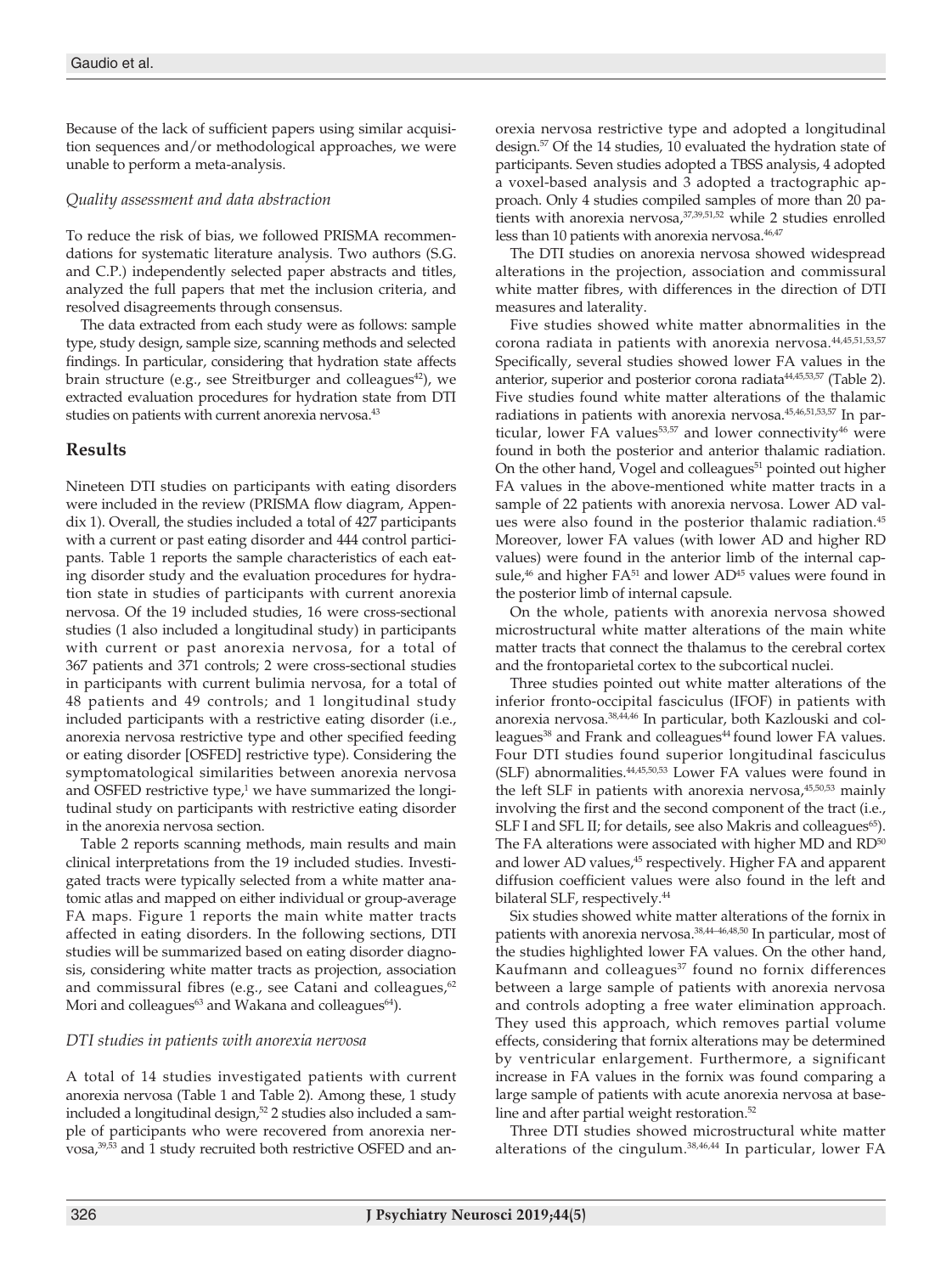Because of the lack of sufficient papers using similar acquisition sequences and/or methodological approaches, we were unable to perform a meta-analysis.

### *Quality assessment and data abstraction*

To reduce the risk of bias, we followed PRISMA recommendations for systematic literature analysis. Two authors (S.G. and C.P.) independently selected paper abstracts and titles, analyzed the full papers that met the inclusion criteria, and resolved disagreements through consensus.

The data extracted from each study were as follows: sample type, study design, sample size, scanning methods and selected findings. In particular, considering that hydration state affects brain structure (e.g., see Streitburger and colleagues[42]), we extracted evaluation procedures for hydration state from DTI studies on patients with current anorexia nervosa.[43]

## Results

Nineteen DTI studies on participants with eating disorders were included in the review (PRISMA flow diagram, Appendix 1). Overall, the studies included a total of 427 participants with a current or past eating disorder and 444 control participants. Table 1 reports the sample characteristics of each eating disorder study and the evaluation procedures for hydration state in studies of participants with current anorexia nervosa. Of the 19 included studies, 16 were cross-sectional studies (1 also included a longitudinal study) in participants with current or past anorexia nervosa, for a total of 367 patients and 371 controls; 2 were cross-sectional studies in participants with current bulimia nervosa, for a total of 48 patients and 49 controls; and 1 longitudinal study included participants with a restrictive eating disorder (i.e., anorexia nervosa restrictive type and other specified feeding or eating disorder [OSFED] restrictive type). Considering the symptomatological similarities between anorexia nervosa and OSFED restrictive type,[1] we have summarized the longitudinal study on participants with restrictive eating disorder in the anorexia nervosa section.

Table 2 reports scanning methods, main results and main clinical interpretations from the 19 included studies. Investigated tracts were typically selected from a white matter anatomic atlas and mapped on either individual or group-average FA maps. Figure 1 reports the main white matter tracts affected in eating disorders. In the following sections, DTI studies will be summarized based on eating disorder diagnosis, considering white matter tracts as projection, association and commissural fibres (e.g., see Catani and colleagues,[62] Mori and colleagues[63] and Wakana and colleagues[64]).

### *DTI studies in patients with anorexia nervosa*

A total of 14 studies investigated patients with current anorexia nervosa (Table 1 and Table 2). Among these, 1 study included a longitudinal design,[52] 2 studies also included a sample of participants who were recovered from anorexia nervosa,[39,53] and 1 study recruited both restrictive OSFED and anorexia nervosa restrictive type and adopted a longitudinal design.[57] Of the 14 studies, 10 evaluated the hydration state of participants. Seven studies adopted a TBSS analysis, 4 adopted a voxel-based analysis and 3 adopted a tractographic approach. Only 4 studies compiled samples of more than 20 patients with anorexia nervosa,[37,39,51,52] while 2 studies enrolled less than 10 patients with anorexia nervosa.[46,47]

The DTI studies on anorexia nervosa showed widespread alterations in the projection, association and commissural white matter fibres, with differences in the direction of DTI measures and laterality.

Five studies showed white matter abnormalities in the corona radiata in patients with anorexia nervosa.[44,45,51,53,57] Specifically, several studies showed lower FA values in the anterior, superior and posterior corona radiata[44,45,53,57] (Table 2). Five studies found white matter alterations of the thalamic radiations in patients with anorexia nervosa.[45,46,51,53,57] In particular, lower FA values[53,57] and lower connectivity[46] were found in both the posterior and anterior thalamic radiation. On the other hand, Vogel and colleagues[51] pointed out higher FA values in the above-mentioned white matter tracts in a sample of 22 patients with anorexia nervosa. Lower AD values were also found in the posterior thalamic radiation.[45] Moreover, lower FA values (with lower AD and higher RD values) were found in the anterior limb of the internal capsule,[46] and higher FA[51] and lower AD[45] values were found in the posterior limb of internal capsule.

On the whole, patients with anorexia nervosa showed microstructural white matter alterations of the main white matter tracts that connect the thalamus to the cerebral cortex and the frontoparietal cortex to the subcortical nuclei.

Three studies pointed out white matter alterations of the inferior fronto-occipital fasciculus (IFOF) in patients with anorexia nervosa.[38,44,46] In particular, both Kazlouski and colleagues[38] and Frank and colleagues[44] found lower FA values. Four DTI studies found superior longitudinal fasciculus (SLF) abnormalities.[44,45,50,53] Lower FA values were found in the left SLF in patients with anorexia nervosa,[45,50,53] mainly involving the first and the second component of the tract (i.e., SLF I and SFL II; for details, see also Makris and colleagues[65]). The FA alterations were associated with higher MD and RD[50] and lower AD values,[45] respectively. Higher FA and apparent diffusion coefficient values were also found in the left and bilateral SLF, respectively.[44]

Six studies showed white matter alterations of the fornix in patients with anorexia nervosa.[38,44–46,48,50] In particular, most of the studies highlighted lower FA values. On the other hand, Kaufmann and colleagues[37] found no fornix differences between a large sample of patients with anorexia nervosa and controls adopting a free water elimination approach. They used this approach, which removes partial volume effects, considering that fornix alterations may be determined by ventricular enlargement. Furthermore, a significant increase in FA values in the fornix was found comparing a large sample of patients with acute anorexia nervosa at baseline and after partial weight restoration.[52]

Three DTI studies showed microstructural white matter alterations of the cingulum.[38,46,44] In particular, lower FA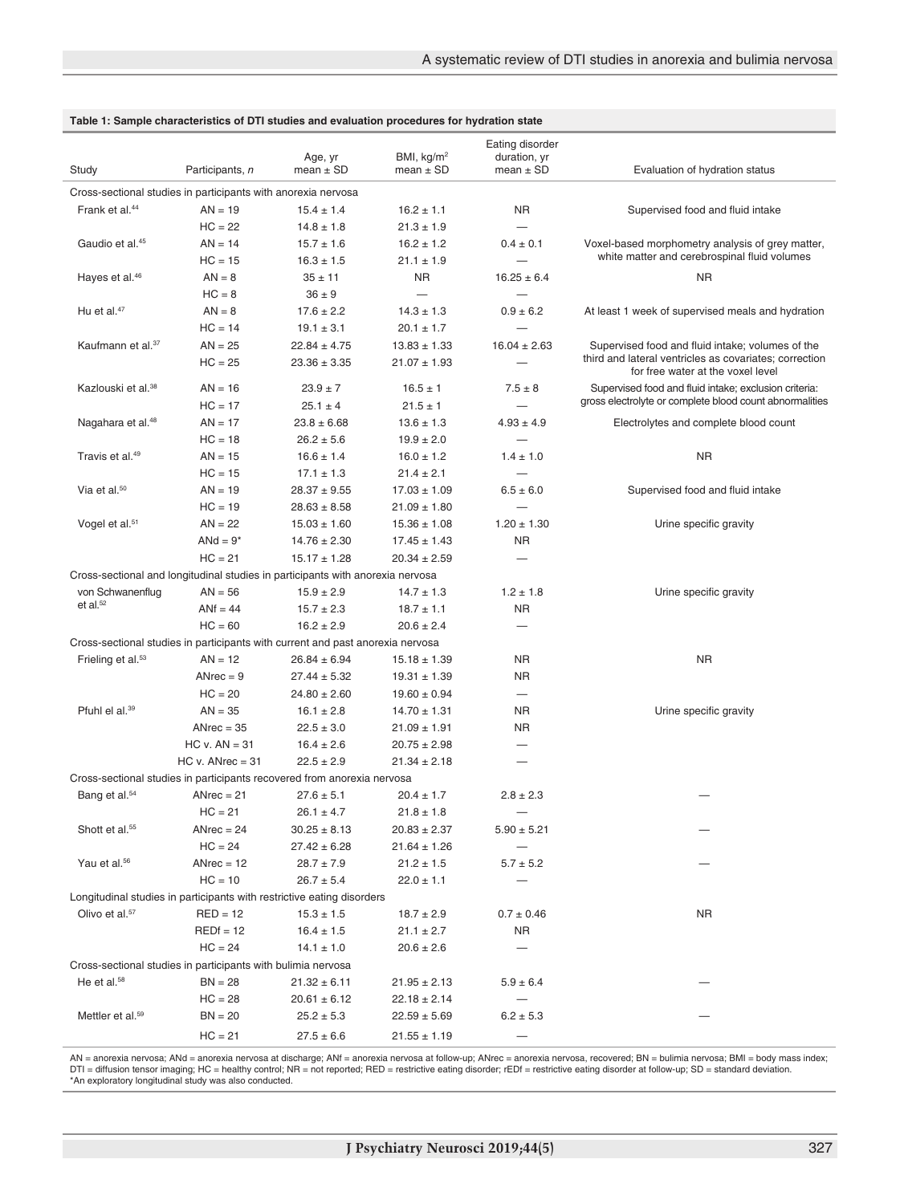**Table 1: Sample characteristics of DTI studies and evaluation procedures for hydration state**

| Study | Participants, *n* | Age, yr mean ± SD | BMI, kg/m$^2$ mean ± SD | Eating disorder duration, yr mean ± SD | Evaluation of hydration status |
|---|---|---|---|---|---|
| Cross-sectional studies in participants with anorexia nervosa | | | | | |
| Frank et al.[44] | AN = 19 | 15.4 ± 1.4 | 16.2 ± 1.1 | NR | Supervised food and fluid intake |
| | HC = 22 | 14.8 ± 1.8 | 21.3 ± 1.9 | — | |
| Gaudio et al.[45] | AN = 14 | 15.7 ± 1.6 | 16.2 ± 1.2 | 0.4 ± 0.1 | Voxel-based morphometry analysis of grey matter, white matter and cerebrospinal fluid volumes |
| | HC = 15 | 16.3 ± 1.5 | 21.1 ± 1.9 | — | |
| Hayes et al.[46] | AN = 8 | 35 ± 11 | NR | 16.25 ± 6.4 | NR |
| | HC = 8 | 36 ± 9 | — | — | |
| Hu et al.[47] | AN = 8 | 17.6 ± 2.2 | 14.3 ± 1.3 | 0.9 ± 6.2 | At least 1 week of supervised meals and hydration |
| | HC = 14 | 19.1 ± 3.1 | 20.1 ± 1.7 | — | |
| Kaufmann et al.[37] | AN = 25 | 22.84 ± 4.75 | 13.83 ± 1.33 | 16.04 ± 2.63 | Supervised food and fluid intake; volumes of the third and lateral ventricles as covariates; correction for free water at the voxel level |
| | HC = 25 | 23.36 ± 3.35 | 21.07 ± 1.93 | — | |
| Kazlouski et al.[38] | AN = 16 | 23.9 ± 7 | 16.5 ± 1 | 7.5 ± 8 | Supervised food and fluid intake; exclusion criteria: gross electrolyte or complete blood count abnormalities |
| | HC = 17 | 25.1 ± 4 | 21.5 ± 1 | — | |
| Nagahara et al.[48] | AN = 17 | 23.8 ± 6.68 | 13.6 ± 1.3 | 4.93 ± 4.9 | Electrolytes and complete blood count |
| | HC = 18 | 26.2 ± 5.6 | 19.9 ± 2.0 | — | |
| Travis et al.[49] | AN = 15 | 16.6 ± 1.4 | 16.0 ± 1.2 | 1.4 ± 1.0 | NR |
| | HC = 15 | 17.1 ± 1.3 | 21.4 ± 2.1 | — | |
| Via et al.[50] | AN = 19 | 28.37 ± 9.55 | 17.03 ± 1.09 | 6.5 ± 6.0 | Supervised food and fluid intake |
| | HC = 19 | 28.63 ± 8.58 | 21.09 ± 1.80 | — | |
| Vogel et al.[51] | AN = 22 | 15.03 ± 1.60 | 15.36 ± 1.08 | 1.20 ± 1.30 | Urine specific gravity |
| | ANd = 9* | 14.76 ± 2.30 | 17.45 ± 1.43 | NR | |
| | HC = 21 | 15.17 ± 1.28 | 20.34 ± 2.59 | — | |
| Cross-sectional and longitudinal studies in participants with anorexia nervosa | | | | | |
| von Schwanenflug et al.[52] | AN = 56 | 15.9 ± 2.9 | 14.7 ± 1.3 | 1.2 ± 1.8 | Urine specific gravity |
| | ANf = 44 | 15.7 ± 2.3 | 18.7 ± 1.1 | NR | |
| | HC = 60 | 16.2 ± 2.9 | 20.6 ± 2.4 | — | |
| Cross-sectional studies in participants with current and past anorexia nervosa | | | | | |
| Frieling et al.[53] | AN = 12 | 26.84 ± 6.94 | 15.18 ± 1.39 | NR | NR |
| | ANrec = 9 | 27.44 ± 5.32 | 19.31 ± 1.39 | NR | |
| | HC = 20 | 24.80 ± 2.60 | 19.60 ± 0.94 | — | |
| Pfuhl el al.[39] | AN = 35 | 16.1 ± 2.8 | 14.70 ± 1.31 | NR | Urine specific gravity |
| | ANrec = 35 | 22.5 ± 3.0 | 21.09 ± 1.91 | NR | |
| | HC v. AN = 31 | 16.4 ± 2.6 | 20.75 ± 2.98 | — | |
| | HC v. ANrec = 31 | 22.5 ± 2.9 | 21.34 ± 2.18 | — | |
| Cross-sectional studies in participants recovered from anorexia nervosa | | | | | |
| Bang et al.[54] | ANrec = 21 | 27.6 ± 5.1 | 20.4 ± 1.7 | 2.8 ± 2.3 | — |
| | HC = 21 | 26.1 ± 4.7 | 21.8 ± 1.8 | — | |
| Shott et al.[55] | ANrec = 24 | 30.25 ± 8.13 | 20.83 ± 2.37 | 5.90 ± 5.21 | — |
| | HC = 24 | 27.42 ± 6.28 | 21.64 ± 1.26 | — | |
| Yau et al.[56] | ANrec = 12 | 28.7 ± 7.9 | 21.2 ± 1.5 | 5.7 ± 5.2 | — |
| | HC = 10 | 26.7 ± 5.4 | 22.0 ± 1.1 | — | |
| Longitudinal studies in participants with restrictive eating disorders | | | | | |
| Olivo et al.[57] | RED = 12 | 15.3 ± 1.5 | 18.7 ± 2.9 | 0.7 ± 0.46 | NR |
| | REDf = 12 | 16.4 ± 1.5 | 21.1 ± 2.7 | NR | |
| | HC = 24 | 14.1 ± 1.0 | 20.6 ± 2.6 | — | |
| Cross-sectional studies in participants with bulimia nervosa | | | | | |
| He et al.[58] | BN = 28 | 21.32 ± 6.11 | 21.95 ± 2.13 | 5.9 ± 6.4 | — |
| | HC = 28 | 20.61 ± 6.12 | 22.18 ± 2.14 | — | |
| Mettler et al.[59] | BN = 20 | 25.2 ± 5.3 | 22.59 ± 5.69 | 6.2 ± 5.3 | — |
| | HC = 21 | 27.5 ± 6.6 | 21.55 ± 1.19 | — | |

AN = anorexia nervosa; ANd = anorexia nervosa at discharge; ANf = anorexia nervosa at follow-up; ANrec = anorexia nervosa, recovered; BN = bulimia nervosa; BMI = body mass index; DTI = diffusion tensor imaging; HC = healthy control; NR = not reported; RED = restrictive eating disorder; rEDf = restrictive eating disorder at follow-up; SD = standard deviation.
*An exploratory longitudinal study was also conducted.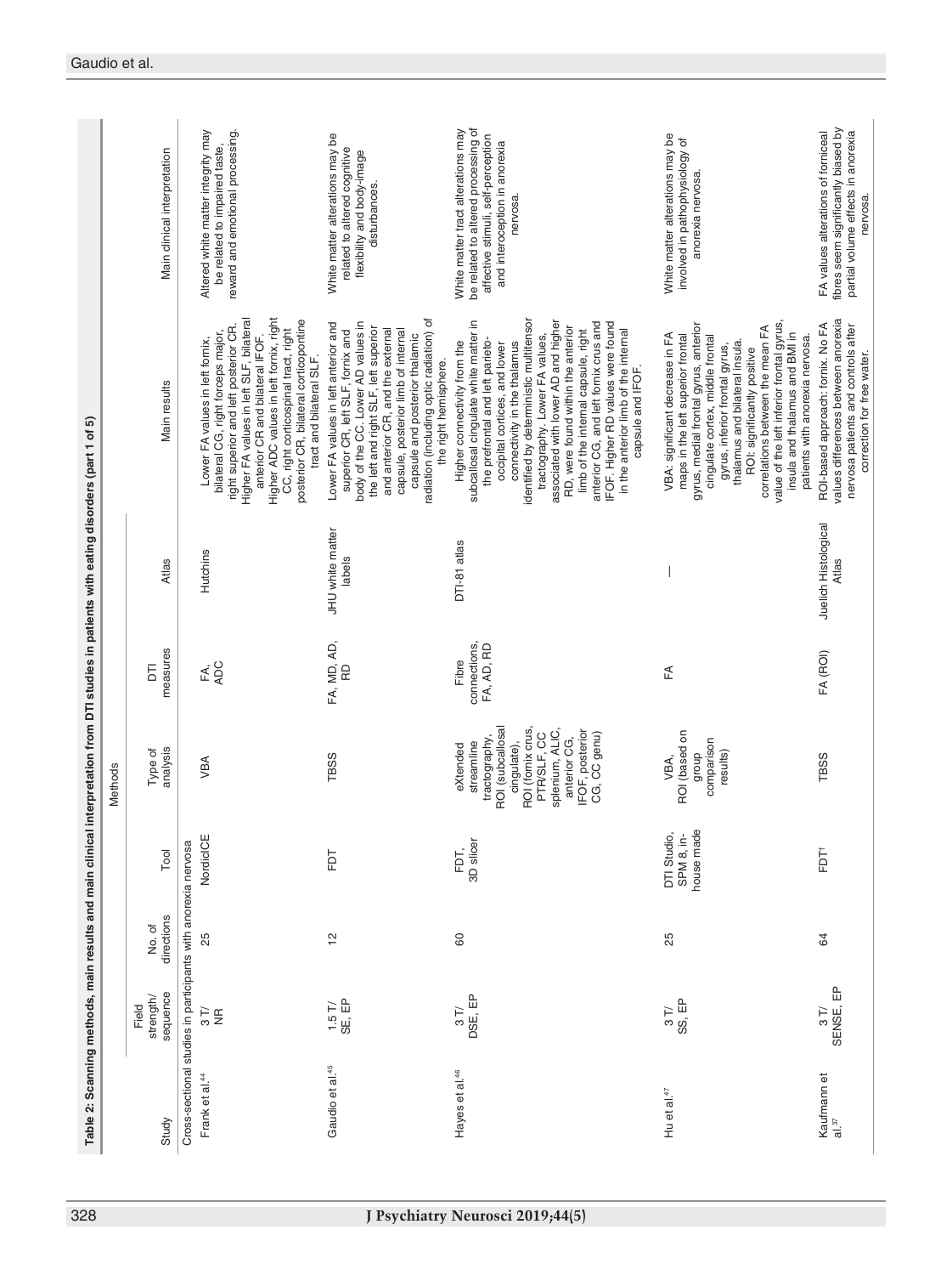**Table 2: Scanning methods, main results and main clinical interpretation from DTI studies in patients with eating disorders (part 1 of 5)**

| Study | Field strength/ sequence | No. of directions | Methods | | | | Main results | Main clinical interpretation |
|---|---|---|---|---|---|---|---|---|
| | | | Tool | Type of analysis | DTI measures | Atlas | | |
| Cross-sectional studies in participants with anorexia nervosa | | | | | | | | |
| Frank et al.[44] | 3 T/ NR | 25 | NordicICE | VBA | FA, ADC | Hutchins | Lower FA values in left fornix, bilateral CG, right forceps major, right superior and left posterior CR. Higher FA values in left SLF, bilateral anterior CR and bilateral IFOF. Higher ADC values in left fornix, right CC, right corticospinal tract, right posterior CR, bilateral corticopontine tract and bilateral SLF. | Altered white matter integrity may be related to impaired taste, reward and emotional processing. |
| Gaudio et al.[45] | 1.5 T/ SE, EP | 12 | FDT | TBSS | FA, MD, AD, RD | JHU white matter labels | Lower FA values in left anterior and superior CR, left SLF, fornix and body of the CC. Lower AD values in the left and right SLF, left superior and anterior CR, and the external capsule, posterior limb of internal capsule and posterior thalamic radiation (including optic radiation) of the right hemisphere. | White matter alterations may be related to altered cognitive flexibility and body-image disturbances. |
| Hayes et al.[46] | 3 T/ DSE, EP | 60 | FDT, 3D slicer | eXtended streamline tractography, ROI (subcallosal cingulate), ROI (fornix crus, PTR/SLF, CC splenium, ALIC, anterior CG, IFOF, posterior CG, CC genu) | Fibre connections, FA, AD, RD | DTI-81 atlas | Higher connectivity from the subcallosal cingulate white matter in the prefrontal and left parieto-occipital cortices, and lower connectivity in the thalamus identified by deterministic multitensor tractography. Lower FA values, associated with lower AD and higher RD, were found within the anterior limb of the internal capsule, right anterior CG, and left fornix crus and IFOF. Higher RD values were found in the anterior limb of the internal capsule and IFOF. | White matter tract alterations may be related to altered processing of affective stimuli, self-perception and interoception in anorexia nervosa. |
| Hu et al.[47] | 3 T/ SS, EP | 25 | DTI Studio, SPM 8, in-house made | VBA, ROI (based on group comparison results) | FA | — | VBA: significant decrease in FA maps in the left superior frontal gyrus, medial frontal gyrus, anterior cingulate cortex, middle frontal gyrus, inferior frontal gyrus, thalamus and bilateral insula. ROI: significantly positive correlations between the mean FA value of the left inferior frontal gyrus, insula and thalamus and BMI in patients with anorexia nervosa. | White matter alterations may be involved in pathophysiology of anorexia nervosa. |
| Kaufmann et al.[37] | 3 T/ SENSE, EP | 64 | FDT | TBSS | FA (ROI) | Juelich Histological Atlas | ROI-based approach: fornix. No FA values differences between anorexia nervosa patients and controls after correction for free water. | FA values alterations of forniceal fibres seem significantly biased by partial volume effects in anorexia nervosa. |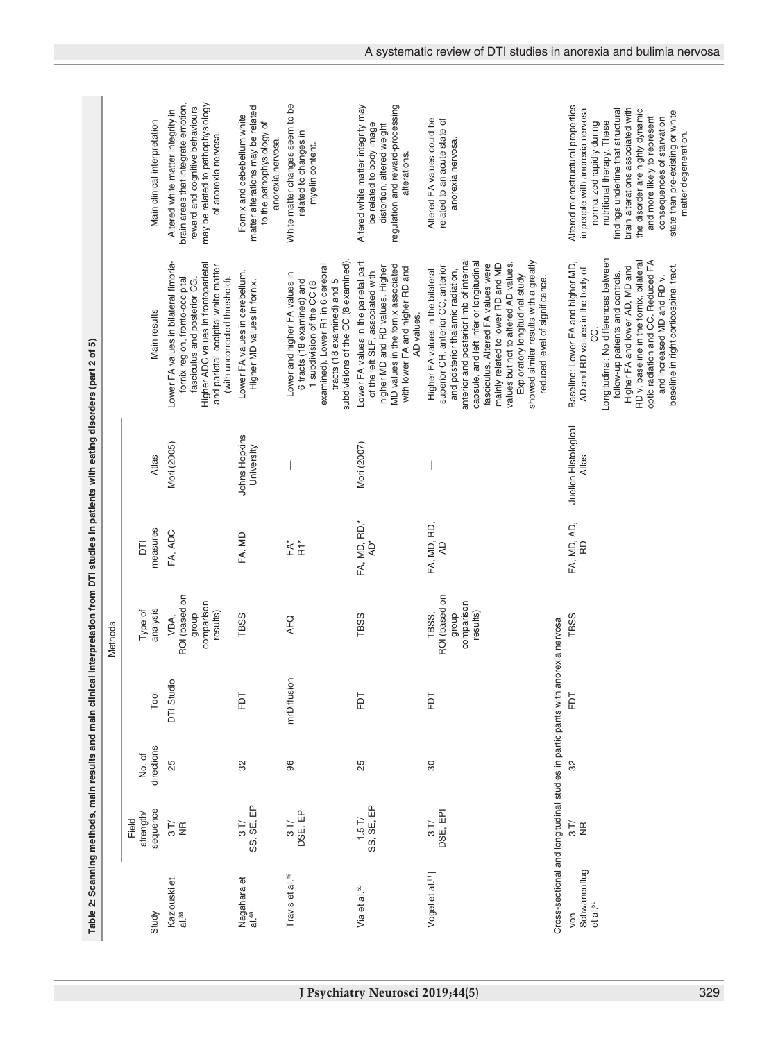**Table 2: Scanning methods, main results and main clinical interpretation from DTI studies in patients with eating disorders (part 2 of 5)**

| Study | Methods | | | | | | Main results | Main clinical interpretation |
|---|---|---|---|---|---|---|---|---|
| | Field strength/ sequence | No. of directions | Tool | Type of analysis | DTI measures | Atlas | | |
| Kazlouski et al.[38] | 3 T/ NR | 25 | DTI Studio | VBA, ROI (based on group comparison results) | FA, ADC | Mori (2005) | Lower FA values in bilateral fimbria-fornix region, fronto-occipital fasciculus and posterior CG. Higher ADC values in frontoparietal and parietal–occipital white matter (with uncorrected threshold). | Altered white matter integrity in brain areas that integrate emotion, reward and cognitive behaviours may be related to pathophysiology of anorexia nervosa. |
| Nagahara et al.[48] | 3 T/ SS, SE, EP | 32 | FDT | TBSS | FA, MD | Johns Hopkins University | Lower FA values in cerebellum. Higher MD values in fornix. | Fornix and cerebellum white matter alterations may be related to the pathophysiology of anorexia nervosa. |
| Travis et al.[49] | 3 T/ DSE, EP | 96 | mrDiffusion | AFQ | FA* R1* | — | Lower and higher FA values in 6 tracts (18 examined) and 1 subdivision of the CC (8 examined). Lower R1 in 6 cerebral tracts (18 examined) and 5 subdivisions of the CC (8 examined). | White matter changes seem to be related to changes in myelin content. |
| Via et al.[50] | 1.5 T/ SS, SE, EP | 25 | FDT | TBSS | FA, MD, RD,* AD* | Mori (2007) | Lower FA values in the parietal part of the left SLF, associated with higher MD and RD values. Higher MD values in the fornix associated with lower FA and higher RD and AD values. | Altered white matter integrity may be related to body image distortion, altered weight regulation and reward-processing alterations. |
| Vogel et al.[51]† | 3 T/ DSE, EPI | 30 | FDT | TBSS, ROI (based on group comparison results) | FA, MD, RD, AD | — | Higher FA values in the bilateral superior CR, anterior CC, anterior and posterior thalamic radiation, anterior and posterior limb of internal capsule, and left inferior longitudinal fasciculus. Altered FA values were mainly related to lower RD and MD values but not to altered AD values. Exploratory longitudinal study showed similar results with a greatly reduced level of significance. | Altered FA values could be related to an acute state of anorexia nervosa. |
| Cross-sectional and longitudinal studies in participants with anorexia nervosa | | | | | | | | |
| von Schwanenflug et al.[52] | 3 T/ NR | 32 | FDT | TBSS | FA, MD, AD, RD | Juelich Histological Atlas | Baseline: Lower FA and higher MD, AD and RD values in the body of CC. Longitudinal: No differences between follow-up patients and controls. Higher FA and lower AD, MD and RD v. baseline in the fornix, bilateral optic radiation and CC. Reduced FA and increased MD and RD v. baseline in right corticospinal tract. | Altered microstructural properties in people with anorexia nervosa normalized rapidly during nutritional therapy. These findings underline that structural brain alterations associated with the disorder are highly dynamic and more likely to represent consequences of starvation state than pre-existing or white matter degeneration. |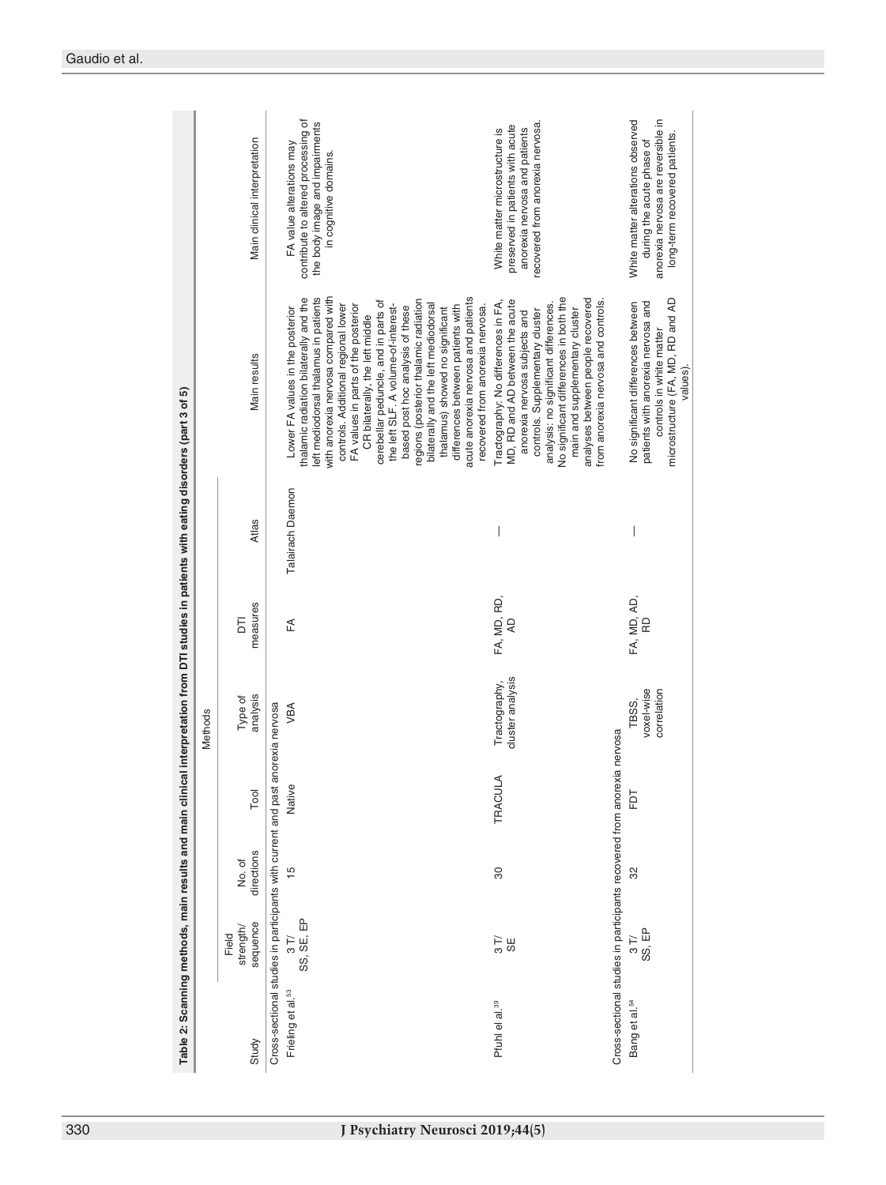**Table 2: Scanning methods, main results and main clinical interpretation from DTI studies in patients with eating disorders (part 3 of 5)**

| Study | Methods | | | | | | Main results | Main clinical interpretation |
|---|---|---|---|---|---|---|---|---|
| | Field strength/ sequence | No. of directions | Tool | Type of analysis | DTI measures | Atlas | | |
| Cross-sectional studies in participants with current and past anorexia nervosa | | | | | | | | |
| Frieling et al.[53] | 3 T/ SS, SE, EP | 15 | Native | VBA | FA | Talairach Daemon | Lower FA values in the posterior thalamic radiation bilaterally and the left mediodorsal thalamus in patients with anorexia nervosa compared with controls. Additional regional lower FA values in parts of the posterior CR bilaterally, the left middle cerebellar peduncle, and in parts of the left SLF. A volume-of-interest-based post hoc analysis of these regions (posterior thalamic radiation bilaterally and the left mediodorsal thalamus) showed no significant differences between patients with acute anorexia nervosa and patients recovered from anorexia nervosa. | FA value alterations may contribute to altered processing of the body image and impairments in cognitive domains. |
| Pfuhl et al.[39] | 3 T/ SE | 30 | TRACULA | Tractography, cluster analysis | FA, MD, RD, AD | — | Tractography: No differences in FA, MD, RD and AD between the acute anorexia nervosa subjects and controls. Supplementary cluster analysis: no significant differences. No significant differences in both the main and supplementary cluster analyses between people recovered from anorexia nervosa and controls. | White matter microstructure is preserved in patients with acute anorexia nervosa and patients recovered from anorexia nervosa. |
| Cross-sectional studies in participants recovered from anorexia nervosa | | | | | | | | |
| Bang et al.[54] | 3 T/ SS, EP | 32 | FDT | TBSS, voxel-wise correlation | FA, MD, AD, RD | — | No significant differences between patients with anorexia nervosa and controls in white matter microstructure (FA, MD, RD and AD values). | White matter alterations observed during the acute phase of anorexia nervosa are reversible in long-term recovered patients. |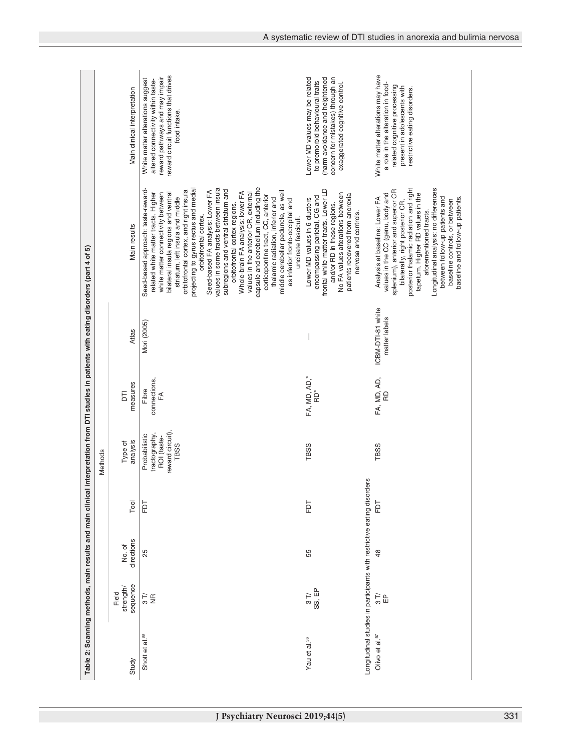**Table 2: Scanning methods, main results and main clinical interpretation from DTI studies in patients with eating disorders (part 4 of 5)**

| Study | Methods | | | | | | Main results | Main clinical interpretation |
|---|---|---|---|---|---|---|---|---|
| | Field strength/ sequence | No. of directions | Tool | Type of analysis | DTI measures | Atlas | | |
| Shott et al.[55] | 3 T/ NR | 25 | FDT | Probabilistic tractography, ROI (taste-reward circuit), TBSS | Fibre connections, FA | Mori (2005) | Seed-based approach: taste-reward-related white matter tracts. Higher white matter connectivity between bilateral insula regions and ventral striatum, left insula and middle orbitofrontal cortex, and right insula projecting to gyrus rectus and medial orbitofrontal cortex. Seed-based FA analysis: Lower FA values in some tracts between insula subregions and ventral striatum and orbitofrontal cortex regions. Whole-brain FA analysis: lower FA values in the anterior CR, external capsule and cerebellum including the corticopontine tract, CC, anterior thalamic radiation, inferior and middle cerebellar peduncle, as well as inferior fronto-occipital and uncinate fasciculi. | White matter alterations suggest altered connectivity within taste-reward pathways and may impair reward circuit functions that drives food intake. |
| Yau et al.[56] | 3 T/ SS, EP | 55 | FDT | TBSS | FA, MD, AD,* RD* | — | Lower MD values in 6 clusters encompassing parietal, CG and frontal white matter tracts. Lower LD and/or RD in these regions. No FA values alterations between patients recovered from anorexia nervosa and controls. | Lower MD values may be related to premorbid behavioural traits (harm avoidance and heightened concern for mistakes) through an exaggerated cognitive control. |
| Longitudinal studies in participants with restrictive eating disorders | | | | | | | | |
| Olivo et al.[57] | 3 T/ EP | 48 | FDT | TBSS | FA, MD, AD, RD | ICBM-DTI-81 white matter labels | Analysis at baseline: Lower FA values in the CC (genu, body and splenium), anterior and superior CR bilaterally, right posterior CR, posterior thalamic radiation and right tapetum. Higher RD values in the aforementioned tracts. Longitudinal analysis: no differences between follow-up patients and baseline controls, or between baseline and follow-up patients. | White matter alterations may have a role in the alteration in food-related cognitive processing present in adolescents with restrictive eating disorders. |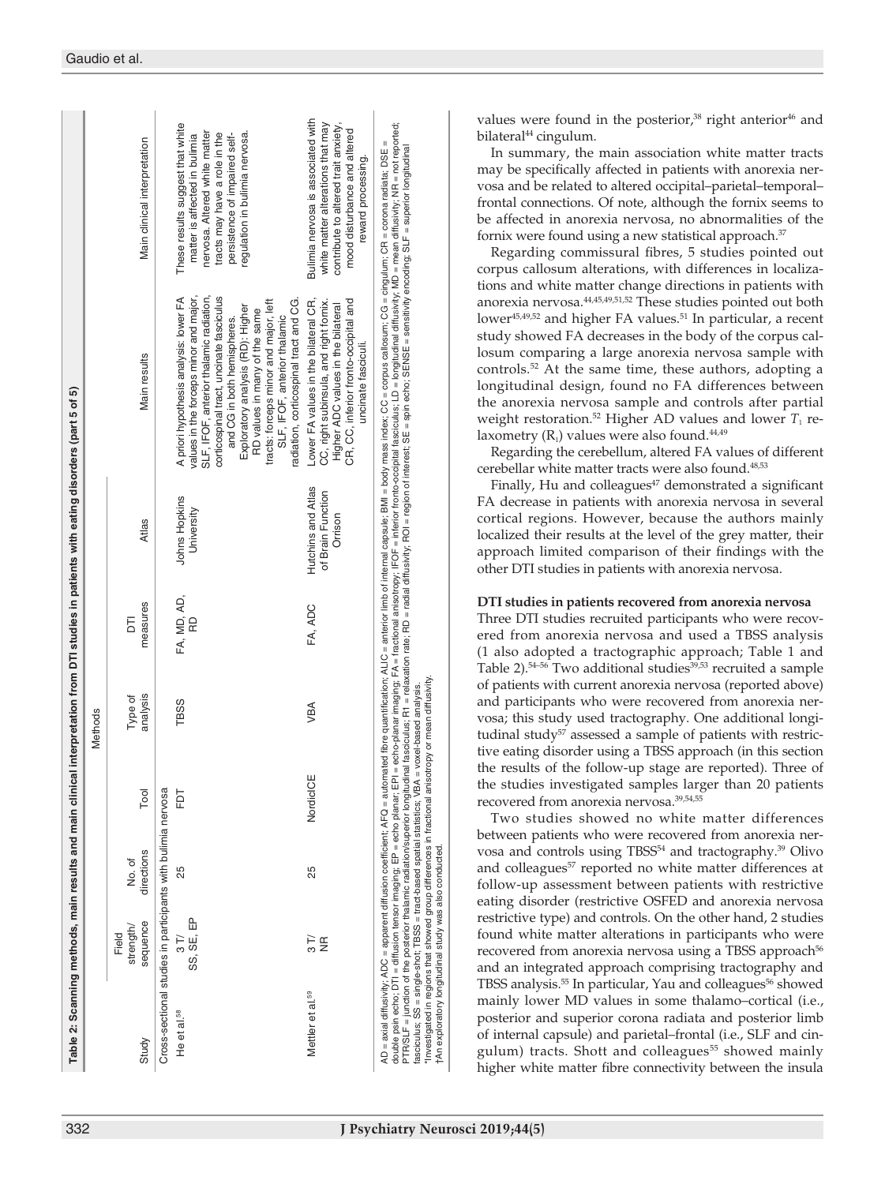**Table 2: Scanning methods, main results and main clinical interpretation from DTI studies in patients with eating disorders (part 5 of 5)**

| Study | Methods | | | | | | Main results | Main clinical interpretation |
|---|---|---|---|---|---|---|---|---|
| | Field strength/ sequence | No. of directions | Tool | Type of analysis | DTI measures | Atlas | | |
| Cross-sectional studies in participants with bulimia nervosa | | | | | | | | |
| He et al.[58] | 3 T/ SS, SE, EP | 25 | FDT | TBSS | FA, MD, AD, RD | Johns Hopkins University | A priori hypothesis analysis: lower FA values in the forceps minor and major, SLF, IFOF, anterior thalamic radiation, corticospinal tract, uncinate fasciculus and CG in both hemispheres. Exploratory analysis (RD): Higher RD values in many of the same tracts: forceps minor and major, left SLF, IFOF, anterior thalamic radiation, corticospinal tract and CG. | These results suggest that white matter is affected in bulimia nervosa. Altered white matter tracts may have a role in the persistence of impaired self-regulation in bulimia nervosa. |
| Mettler et al.[59] | 3 T/ NR | 25 | NordicICE | VBA | FA, ADC | Hutchins and Atlas of Brain Function Orrison | Lower FA values in the bilateral CR, CC, right subinsula, and right fornix. Higher ADC values in the bilateral CR, CC, inferior fronto-occipital and uncinate fasciculi. | Bulimia nervosa is associated with white matter alterations that may contribute to altered trait anxiety, mood disturbance and altered reward processing. |

AD = axial diffusivity; ADC = apparent diffusion coefficient; AFQ = automated fibre quantification; ALIC = anterior limb of internal capsule; BMI = body mass index; CC = corpus callosum; CG = cingulum; CR = corona radiata; DSE = double psin echo; DTI = diffusion tensor imaging; EP = echo planar; EPI = echo-planar imaging; FA = fractional anisotropy; IFOF = inferior fronto-occipital fasciculus; LD = longitudinal diffusivity; MD = mean diffusivity; NR = not reported; PTR/SLF = junction of the posterior thalamic radiation/superior longitudinal fasciculus; R1 = relaxation rate; RD = radial diffusivity; ROI = region of interest; SE = spin echo; SENSE = sensitivity encoding; SLF = superior longitudinal fasciculus; SS = single-shot; TBSS = tract-based spatial statistics; VBA = voxel-based analysis.
*Investigated in regions that showed group differences in fractional anisotropy or mean diffusivity.
†An exploratory longitudinal study was also conducted.

values were found in the posterior,[38] right anterior[46] and bilateral[44] cingulum.

In summary, the main association white matter tracts may be specifically affected in patients with anorexia nervosa and be related to altered occipital–parietal–temporal–frontal connections. Of note, although the fornix seems to be affected in anorexia nervosa, no abnormalities of the fornix were found using a new statistical approach.[37]

Regarding commissural fibres, 5 studies pointed out corpus callosum alterations, with differences in localizations and white matter change directions in patients with anorexia nervosa.[44,45,49,51,52] These studies pointed out both lower[45,49,52] and higher FA values.[51] In particular, a recent study showed FA decreases in the body of the corpus callosum comparing a large anorexia nervosa sample with controls.[52] At the same time, these authors, adopting a longitudinal design, found no FA differences between the anorexia nervosa sample and controls after partial weight restoration.[52] Higher AD values and lower $T_1$ relaxometry ($R_1$) values were also found.[44,49]

Regarding the cerebellum, altered FA values of different cerebellar white matter tracts were also found.[48,53]

Finally, Hu and colleagues[47] demonstrated a significant FA decrease in patients with anorexia nervosa in several cortical regions. However, because the authors mainly localized their results at the level of the grey matter, their approach limited comparison of their findings with the other DTI studies in patients with anorexia nervosa.

### DTI studies in patients recovered from anorexia nervosa

Three DTI studies recruited participants who were recovered from anorexia nervosa and used a TBSS analysis (1 also adopted a tractographic approach; Table 1 and Table 2).[54–56] Two additional studies[39,53] recruited a sample of patients with current anorexia nervosa (reported above) and participants who were recovered from anorexia nervosa; this study used tractography. One additional longitudinal study[57] assessed a sample of patients with restrictive eating disorder using a TBSS approach (in this section the results of the follow-up stage are reported). Three of the studies investigated samples larger than 20 patients recovered from anorexia nervosa.[39,54,55]

Two studies showed no white matter differences between patients who were recovered from anorexia nervosa and controls using TBSS[54] and tractography.[39] Olivo and colleagues[57] reported no white matter differences at follow-up assessment between patients with restrictive eating disorder (restrictive OSFED and anorexia nervosa restrictive type) and controls. On the other hand, 2 studies found white matter alterations in participants who were recovered from anorexia nervosa using a TBSS approach[56] and an integrated approach comprising tractography and TBSS analysis.[55] In particular, Yau and colleagues[56] showed mainly lower MD values in some thalamo–cortical (i.e., posterior and superior corona radiata and posterior limb of internal capsule) and parietal–frontal (i.e., SLF and cingulum) tracts. Shott and colleagues[55] showed mainly higher white matter fibre connectivity between the insula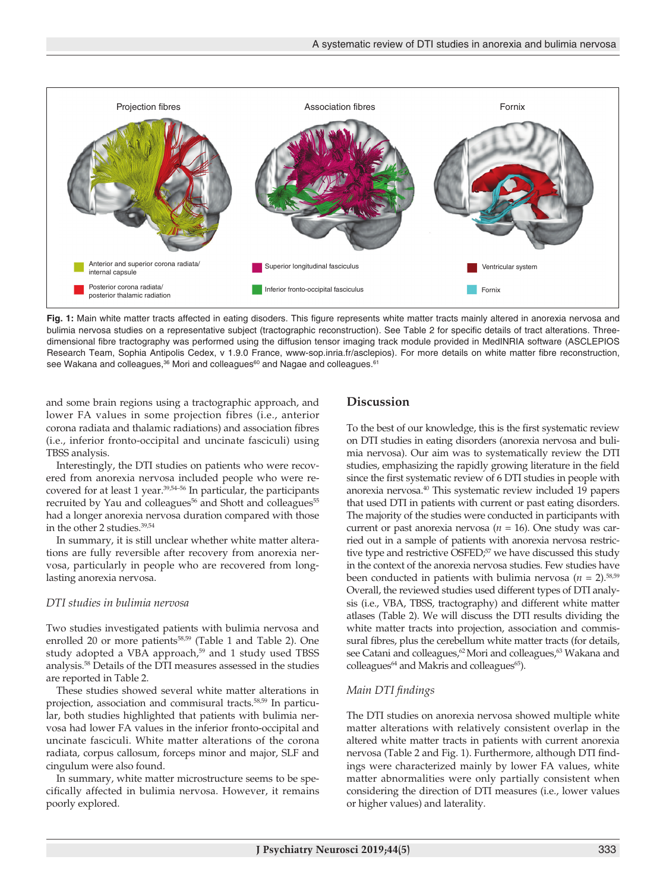Fig. 1: Main white matter tracts affected in eating disoders. This figure represents white matter tracts mainly altered in anorexia nervosa and bulimia nervosa studies on a representative subject (tractographic reconstruction). See Table 2 for specific details of tract alterations. Three-dimensional fibre tractography was performed using the diffusion tensor imaging track module provided in MedINRIA software (ASCLEPIOS Research Team, Sophia Antipolis Cedex, v 1.9.0 France, www-sop.inria.fr/asclepios). For more details on white matter fibre reconstruction, see Wakana and colleagues,[36] Mori and colleagues[60] and Nagae and colleagues.[61]

and some brain regions using a tractographic approach, and lower FA values in some projection fibres (i.e., anterior corona radiata and thalamic radiations) and association fibres (i.e., inferior fronto-occipital and uncinate fasciculi) using TBSS analysis.

Interestingly, the DTI studies on patients who were recovered from anorexia nervosa included people who were recovered for at least 1 year.[39,54–56] In particular, the participants recruited by Yau and colleagues[56] and Shott and colleagues[55] had a longer anorexia nervosa duration compared with those in the other 2 studies.[39,54]

In summary, it is still unclear whether white matter alterations are fully reversible after recovery from anorexia nervosa, particularly in people who are recovered from long-lasting anorexia nervosa.

### *DTI studies in bulimia nervosa*

Two studies investigated patients with bulimia nervosa and enrolled 20 or more patients[58,59] (Table 1 and Table 2). One study adopted a VBA approach,[59] and 1 study used TBSS analysis.[58] Details of the DTI measures assessed in the studies are reported in Table 2.

These studies showed several white matter alterations in projection, association and commisural tracts.[58,59] In particular, both studies highlighted that patients with bulimia nervosa had lower FA values in the inferior fronto-occipital and uncinate fasciculi. White matter alterations of the corona radiata, corpus callosum, forceps minor and major, SLF and cingulum were also found.

In summary, white matter microstructure seems to be specifically affected in bulimia nervosa. However, it remains poorly explored.

## Discussion

To the best of our knowledge, this is the first systematic review on DTI studies in eating disorders (anorexia nervosa and bulimia nervosa). Our aim was to systematically review the DTI studies, emphasizing the rapidly growing literature in the field since the first systematic review of 6 DTI studies in people with anorexia nervosa.[40] This systematic review included 19 papers that used DTI in patients with current or past eating disorders. The majority of the studies were conducted in participants with current or past anorexia nervosa ($n$ = 16). One study was carried out in a sample of patients with anorexia nervosa restrictive type and restrictive OSFED;[57] we have discussed this study in the context of the anorexia nervosa studies. Few studies have been conducted in patients with bulimia nervosa ($n$ = 2).[58,59] Overall, the reviewed studies used different types of DTI analysis (i.e., VBA, TBSS, tractography) and different white matter atlases (Table 2). We will discuss the DTI results dividing the white matter tracts into projection, association and commissural fibres, plus the cerebellum white matter tracts (for details, see Catani and colleagues,[62] Mori and colleagues,[63] Wakana and colleagues[64] and Makris and colleagues[65]).

### *Main DTI findings*

The DTI studies on anorexia nervosa showed multiple white matter alterations with relatively consistent overlap in the altered white matter tracts in patients with current anorexia nervosa (Table 2 and Fig. 1). Furthermore, although DTI findings were characterized mainly by lower FA values, white matter abnormalities were only partially consistent when considering the direction of DTI measures (i.e., lower values or higher values) and laterality.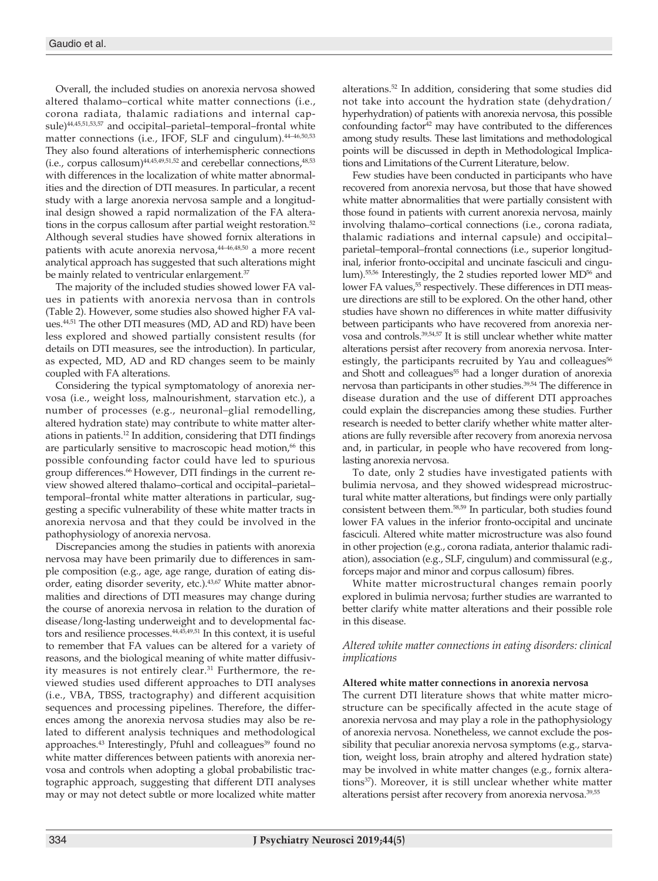Overall, the included studies on anorexia nervosa showed altered thalamo–cortical white matter connections (i.e., corona radiata, thalamic radiations and internal capsule)[44,45,51,53,57] and occipital–parietal–temporal–frontal white matter connections (i.e., IFOF, SLF and cingulum).[44–46,50,53] They also found alterations of interhemispheric connections (i.e., corpus callosum)[44,45,49,51,52] and cerebellar connections,[48,53] with differences in the localization of white matter abnormalities and the direction of DTI measures. In particular, a recent study with a large anorexia nervosa sample and a longitudinal design showed a rapid normalization of the FA alterations in the corpus callosum after partial weight restoration.[52] Although several studies have showed fornix alterations in patients with acute anorexia nervosa,[44–46,48,50] a more recent analytical approach has suggested that such alterations might be mainly related to ventricular enlargement.[37]

The majority of the included studies showed lower FA values in patients with anorexia nervosa than in controls (Table 2). However, some studies also showed higher FA values.[44,51] The other DTI measures (MD, AD and RD) have been less explored and showed partially consistent results (for details on DTI measures, see the introduction). In particular, as expected, MD, AD and RD changes seem to be mainly coupled with FA alterations.

Considering the typical symptomatology of anorexia nervosa (i.e., weight loss, malnourishment, starvation etc.), a number of processes (e.g., neuronal–glial remodelling, altered hydration state) may contribute to white matter alterations in patients.[12] In addition, considering that DTI findings are particularly sensitive to macroscopic head motion,[66] this possible confounding factor could have led to spurious group differences.[66] However, DTI findings in the current review showed altered thalamo–cortical and occipital–parietal–temporal–frontal white matter alterations in particular, suggesting a specific vulnerability of these white matter tracts in anorexia nervosa and that they could be involved in the pathophysiology of anorexia nervosa.

Discrepancies among the studies in patients with anorexia nervosa may have been primarily due to differences in sample composition (e.g., age, age range, duration of eating disorder, eating disorder severity, etc.).[43,67] White matter abnormalities and directions of DTI measures may change during the course of anorexia nervosa in relation to the duration of disease/long-lasting underweight and to developmental factors and resilience processes.[44,45,49,51] In this context, it is useful to remember that FA values can be altered for a variety of reasons, and the biological meaning of white matter diffusivity measures is not entirely clear.[31] Furthermore, the reviewed studies used different approaches to DTI analyses (i.e., VBA, TBSS, tractography) and different acquisition sequences and processing pipelines. Therefore, the differences among the anorexia nervosa studies may also be related to different analysis techniques and methodological approaches.[43] Interestingly, Pfuhl and colleagues[39] found no white matter differences between patients with anorexia nervosa and controls when adopting a global probabilistic tractographic approach, suggesting that different DTI analyses may or may not detect subtle or more localized white matter alterations.[52] In addition, considering that some studies did not take into account the hydration state (dehydration/hyperhydration) of patients with anorexia nervosa, this possible confounding factor[42] may have contributed to the differences among study results. These last limitations and methodological points will be discussed in depth in Methodological Implications and Limitations of the Current Literature, below.

Few studies have been conducted in participants who have recovered from anorexia nervosa, but those that have showed white matter abnormalities that were partially consistent with those found in patients with current anorexia nervosa, mainly involving thalamo–cortical connections (i.e., corona radiata, thalamic radiations and internal capsule) and occipital–parietal–temporal–frontal connections (i.e., superior longitudinal, inferior fronto-occipital and uncinate fasciculi and cingulum).[55,56] Interestingly, the 2 studies reported lower MD[56] and lower FA values,[55] respectively. These differences in DTI measure directions are still to be explored. On the other hand, other studies have shown no differences in white matter diffusivity between participants who have recovered from anorexia nervosa and controls.[39,54,57] It is still unclear whether white matter alterations persist after recovery from anorexia nervosa. Interestingly, the participants recruited by Yau and colleagues[56] and Shott and colleagues[55] had a longer duration of anorexia nervosa than participants in other studies.[39,54] The difference in disease duration and the use of different DTI approaches could explain the discrepancies among these studies. Further research is needed to better clarify whether white matter alterations are fully reversible after recovery from anorexia nervosa and, in particular, in people who have recovered from long-lasting anorexia nervosa.

To date, only 2 studies have investigated patients with bulimia nervosa, and they showed widespread microstructural white matter alterations, but findings were only partially consistent between them.[58,59] In particular, both studies found lower FA values in the inferior fronto-occipital and uncinate fasciculi. Altered white matter microstructure was also found in other projection (e.g., corona radiata, anterior thalamic radiation), association (e.g., SLF, cingulum) and commissural (e.g., forceps major and minor and corpus callosum) fibres.

White matter microstructural changes remain poorly explored in bulimia nervosa; further studies are warranted to better clarify white matter alterations and their possible role in this disease.

### *Altered white matter connections in eating disorders: clinical implications*

#### Altered white matter connections in anorexia nervosa

The current DTI literature shows that white matter microstructure can be specifically affected in the acute stage of anorexia nervosa and may play a role in the pathophysiology of anorexia nervosa. Nonetheless, we cannot exclude the possibility that peculiar anorexia nervosa symptoms (e.g., starvation, weight loss, brain atrophy and altered hydration state) may be involved in white matter changes (e.g., fornix alterations[37]). Moreover, it is still unclear whether white matter alterations persist after recovery from anorexia nervosa.[39,55]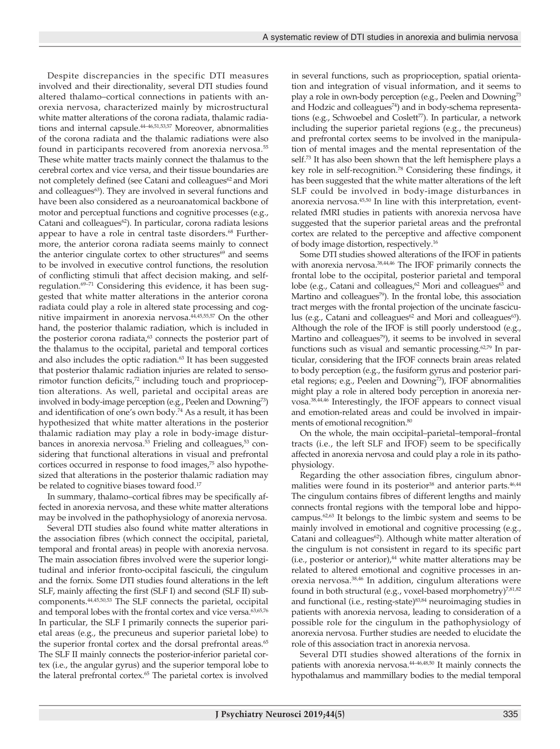Despite discrepancies in the specific DTI measures involved and their directionality, several DTI studies found altered thalamo–cortical connections in patients with anorexia nervosa, characterized mainly by microstructural white matter alterations of the corona radiata, thalamic radiations and internal capsule.[44–46,51,53,57] Moreover, abnormalities of the corona radiata and the thalamic radiations were also found in participants recovered from anorexia nervosa.[55] These white matter tracts mainly connect the thalamus to the cerebral cortex and vice versa, and their tissue boundaries are not completely defined (see Catani and colleagues[62] and Mori and colleagues[63]). They are involved in several functions and have been also considered as a neuroanatomical backbone of motor and perceptual functions and cognitive processes (e.g., Catani and colleagues[62]). In particular, corona radiata lesions appear to have a role in central taste disorders.[68] Furthermore, the anterior corona radiata seems mainly to connect the anterior cingulate cortex to other structures[69] and seems to be involved in executive control functions, the resolution of conflicting stimuli that affect decision making, and self-regulation.[69–71] Considering this evidence, it has been suggested that white matter alterations in the anterior corona radiata could play a role in altered state processing and cognitive impairment in anorexia nervosa.[44,45,55,57] On the other hand, the posterior thalamic radiation, which is included in the posterior corona radiata,[63] connects the posterior part of the thalamus to the occipital, parietal and temporal cortices and also includes the optic radiation.[63] It has been suggested that posterior thalamic radiation injuries are related to sensorimotor function deficits,[72] including touch and proprioception alterations. As well, parietal and occipital areas are involved in body-image perception (e.g., Peelen and Downing[73]) and identification of one's own body.[74] As a result, it has been hypothesized that white matter alterations in the posterior thalamic radiation may play a role in body-image disturbances in anorexia nervosa.[53] Frieling and colleagues,[53] considering that functional alterations in visual and prefrontal cortices occurred in response to food images,[75] also hypothesized that alterations in the posterior thalamic radiation may be related to cognitive biases toward food.[17]

In summary, thalamo–cortical fibres may be specifically affected in anorexia nervosa, and these white matter alterations may be involved in the pathophysiology of anorexia nervosa.

Several DTI studies also found white matter alterations in the association fibres (which connect the occipital, parietal, temporal and frontal areas) in people with anorexia nervosa. The main association fibres involved were the superior longitudinal and inferior fronto-occipital fasciculi, the cingulum and the fornix. Some DTI studies found alterations in the left SLF, mainly affecting the first (SLF I) and second (SLF II) subcomponents.[44,45,50,53] The SLF connects the parietal, occipital and temporal lobes with the frontal cortex and vice versa.[63,65,76] In particular, the SLF I primarily connects the superior parietal areas (e.g., the precuneus and superior parietal lobe) to the superior frontal cortex and the dorsal prefrontal areas.[65] The SLF II mainly connects the posterior-inferior parietal cortex (i.e., the angular gyrus) and the superior temporal lobe to the lateral prefrontal cortex.[65] The parietal cortex is involved in several functions, such as proprioception, spatial orientation and integration of visual information, and it seems to play a role in own-body perception (e.g., Peelen and Downing[73] and Hodzic and colleagues[74]) and in body-schema representations (e.g., Schwoebel and Coslett[77]). In particular, a network including the superior parietal regions (e.g., the precuneus) and prefrontal cortex seems to be involved in the manipulation of mental images and the mental representation of the self.[73] It has also been shown that the left hemisphere plays a key role in self-recognition.[78] Considering these findings, it has been suggested that the white matter alterations of the left SLF could be involved in body-image disturbances in anorexia nervosa.[45,50] In line with this interpretation, event-related fMRI studies in patients with anorexia nervosa have suggested that the superior parietal areas and the prefrontal cortex are related to the perceptive and affective component of body image distortion, respectively.[16]

Some DTI studies showed alterations of the IFOF in patients with anorexia nervosa.[38,44,46] The IFOF primarily connects the frontal lobe to the occipital, posterior parietal and temporal lobe (e.g., Catani and colleagues,[62] Mori and colleagues[63] and Martino and colleagues[79]). In the frontal lobe, this association tract merges with the frontal projection of the uncinate fasciculus (e.g., Catani and colleagues[62] and Mori and colleagues[63]). Although the role of the IFOF is still poorly understood (e.g., Martino and colleagues[79]), it seems to be involved in several functions such as visual and semantic processing.[62,79] In particular, considering that the IFOF connects brain areas related to body perception (e.g., the fusiform gyrus and posterior parietal regions; e.g., Peelen and Downing[73]), IFOF abnormalities might play a role in altered body perception in anorexia nervosa.[38,44,46] Interestingly, the IFOF appears to connect visual and emotion-related areas and could be involved in impairments of emotional recognition.[80]

On the whole, the main occipital–parietal–temporal–frontal tracts (i.e., the left SLF and IFOF) seem to be specifically affected in anorexia nervosa and could play a role in its pathophysiology.

Regarding the other association fibres, cingulum abnormalities were found in its posterior[38] and anterior parts.[46,44] The cingulum contains fibres of different lengths and mainly connects frontal regions with the temporal lobe and hippocampus.[62,63] It belongs to the limbic system and seems to be mainly involved in emotional and cognitive processing (e.g., Catani and colleagues[62]). Although white matter alteration of the cingulum is not consistent in regard to its specific part (i.e., posterior or anterior),[44] white matter alterations may be related to altered emotional and cognitive processes in anorexia nervosa.[38,46] In addition, cingulum alterations were found in both structural (e.g., voxel-based morphometry)[7,81,82] and functional (i.e., resting-state)[83,84] neuroimaging studies in patients with anorexia nervosa, leading to consideration of a possible role for the cingulum in the pathophysiology of anorexia nervosa. Further studies are needed to elucidate the role of this association tract in anorexia nervosa.

Several DTI studies showed alterations of the fornix in patients with anorexia nervosa.[44–46,48,50] It mainly connects the hypothalamus and mammillary bodies to the medial temporal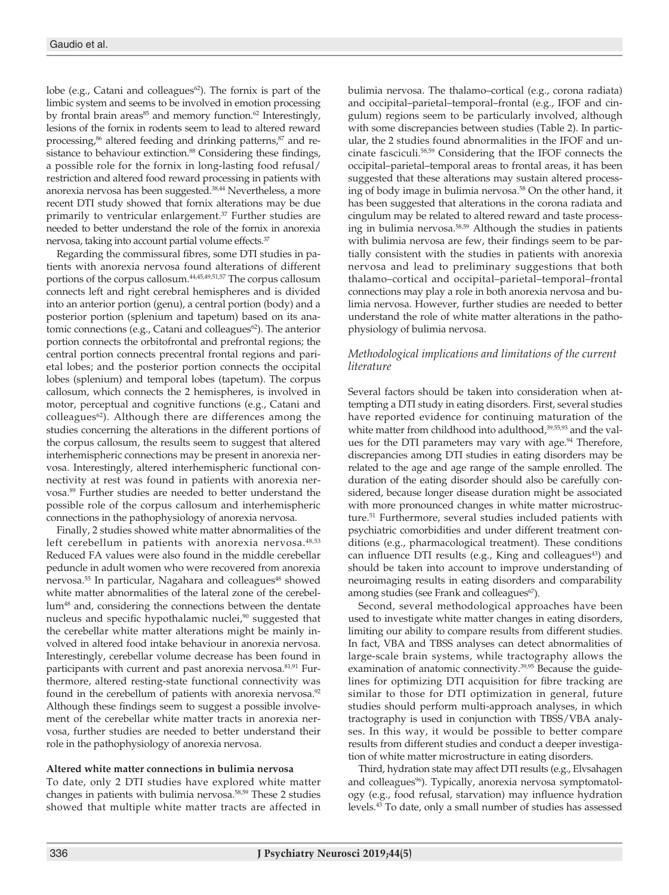lobe (e.g., Catani and colleagues[62]). The fornix is part of the limbic system and seems to be involved in emotion processing by frontal brain areas[85] and memory function.[62] Interestingly, lesions of the fornix in rodents seem to lead to altered reward processing,[86] altered feeding and drinking patterns,[87] and resistance to behaviour extinction.[88] Considering these findings, a possible role for the fornix in long-lasting food refusal/restriction and altered food reward processing in patients with anorexia nervosa has been suggested.[38,44] Nevertheless, a more recent DTI study showed that fornix alterations may be due primarily to ventricular enlargement.[37] Further studies are needed to better understand the role of the fornix in anorexia nervosa, taking into account partial volume effects.[37]

Regarding the commissural fibres, some DTI studies in patients with anorexia nervosa found alterations of different portions of the corpus callosum.[44,45,49,51,57] The corpus callosum connects left and right cerebral hemispheres and is divided into an anterior portion (genu), a central portion (body) and a posterior portion (splenium and tapetum) based on its anatomic connections (e.g., Catani and colleagues[62]). The anterior portion connects the orbitofrontal and prefrontal regions; the central portion connects precentral frontal regions and parietal lobes; and the posterior portion connects the occipital lobes (splenium) and temporal lobes (tapetum). The corpus callosum, which connects the 2 hemispheres, is involved in motor, perceptual and cognitive functions (e.g., Catani and colleagues[62]). Although there are differences among the studies concerning the alterations in the different portions of the corpus callosum, the results seem to suggest that altered interhemispheric connections may be present in anorexia nervosa. Interestingly, altered interhemispheric functional connectivity at rest was found in patients with anorexia nervosa.[89] Further studies are needed to better understand the possible role of the corpus callosum and interhemispheric connections in the pathophysiology of anorexia nervosa.

Finally, 2 studies showed white matter abnormalities of the left cerebellum in patients with anorexia nervosa.[48,53] Reduced FA values were also found in the middle cerebellar peduncle in adult women who were recovered from anorexia nervosa.[55] In particular, Nagahara and colleagues[48] showed white matter abnormalities of the lateral zone of the cerebellum[48] and, considering the connections between the dentate nucleus and specific hypothalamic nuclei,[90] suggested that the cerebellar white matter alterations might be mainly involved in altered food intake behaviour in anorexia nervosa. Interestingly, cerebellar volume decrease has been found in participants with current and past anorexia nervosa.[81,91] Furthermore, altered resting-state functional connectivity was found in the cerebellum of patients with anorexia nervosa.[92] Although these findings seem to suggest a possible involvement of the cerebellar white matter tracts in anorexia nervosa, further studies are needed to better understand their role in the pathophysiology of anorexia nervosa.

**Altered white matter connections in bulimia nervosa**

To date, only 2 DTI studies have explored white matter changes in patients with bulimia nervosa.[58,59] These 2 studies showed that multiple white matter tracts are affected in bulimia nervosa. The thalamo–cortical (e.g., corona radiata) and occipital–parietal–temporal–frontal (e.g., IFOF and cingulum) regions seem to be particularly involved, although with some discrepancies between studies (Table 2). In particular, the 2 studies found abnormalities in the IFOF and uncinate fasciculi.[58,59] Considering that the IFOF connects the occipital–parietal–temporal areas to frontal areas, it has been suggested that these alterations may sustain altered processing of body image in bulimia nervosa.[58] On the other hand, it has been suggested that alterations in the corona radiata and cingulum may be related to altered reward and taste processing in bulimia nervosa.[58,59] Although the studies in patients with bulimia nervosa are few, their findings seem to be partially consistent with the studies in patients with anorexia nervosa and lead to preliminary suggestions that both thalamo–cortical and occipital–parietal–temporal–frontal connections may play a role in both anorexia nervosa and bulimia nervosa. However, further studies are needed to better understand the role of white matter alterations in the pathophysiology of bulimia nervosa.

### *Methodological implications and limitations of the current literature*

Several factors should be taken into consideration when attempting a DTI study in eating disorders. First, several studies have reported evidence for continuing maturation of the white matter from childhood into adulthood,[39,55,93] and the values for the DTI parameters may vary with age.[94] Therefore, discrepancies among DTI studies in eating disorders may be related to the age and age range of the sample enrolled. The duration of the eating disorder should also be carefully considered, because longer disease duration might be associated with more pronounced changes in white matter microstructure.[51] Furthermore, several studies included patients with psychiatric comorbidities and under different treatment conditions (e.g., pharmacological treatment). These conditions can influence DTI results (e.g., King and colleagues[43]) and should be taken into account to improve understanding of neuroimaging results in eating disorders and comparability among studies (see Frank and colleagues[67]).

Second, several methodological approaches have been used to investigate white matter changes in eating disorders, limiting our ability to compare results from different studies. In fact, VBA and TBSS analyses can detect abnormalities of large-scale brain systems, while tractography allows the examination of anatomic connectivity.[39,95] Because the guidelines for optimizing DTI acquisition for fibre tracking are similar to those for DTI optimization in general, future studies should perform multi-approach analyses, in which tractography is used in conjunction with TBSS/VBA analyses. In this way, it would be possible to better compare results from different studies and conduct a deeper investigation of white matter microstructure in eating disorders.

Third, hydration state may affect DTI results (e.g., Elvsahagen and colleagues[96]). Typically, anorexia nervosa symptomatology (e.g., food refusal, starvation) may influence hydration levels.[43] To date, only a small number of studies has assessed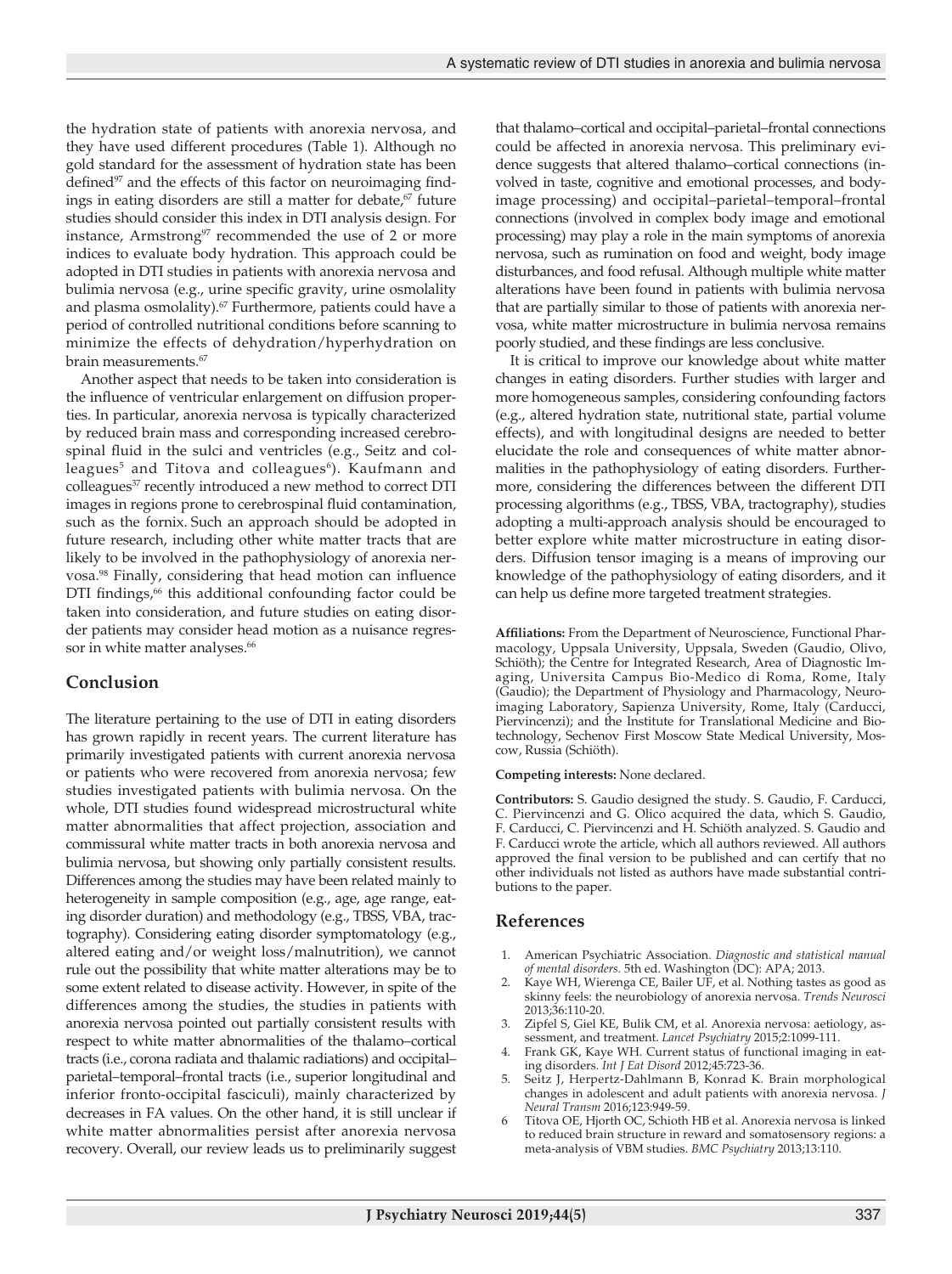the hydration state of patients with anorexia nervosa, and they have used different procedures (Table 1). Although no gold standard for the assessment of hydration state has been defined[97] and the effects of this factor on neuroimaging findings in eating disorders are still a matter for debate,[67] future studies should consider this index in DTI analysis design. For instance, Armstrong[97] recommended the use of 2 or more indices to evaluate body hydration. This approach could be adopted in DTI studies in patients with anorexia nervosa and bulimia nervosa (e.g., urine specific gravity, urine osmolality and plasma osmolality).[67] Furthermore, patients could have a period of controlled nutritional conditions before scanning to minimize the effects of dehydration/hyperhydration on brain measurements.[67]

Another aspect that needs to be taken into consideration is the influence of ventricular enlargement on diffusion properties. In particular, anorexia nervosa is typically characterized by reduced brain mass and corresponding increased cerebrospinal fluid in the sulci and ventricles (e.g., Seitz and colleagues[5] and Titova and colleagues[6]). Kaufmann and colleagues[37] recently introduced a new method to correct DTI images in regions prone to cerebrospinal fluid contamination, such as the fornix. Such an approach should be adopted in future research, including other white matter tracts that are likely to be involved in the pathophysiology of anorexia nervosa.[98] Finally, considering that head motion can influence DTI findings,[66] this additional confounding factor could be taken into consideration, and future studies on eating disorder patients may consider head motion as a nuisance regressor in white matter analyses.[66]

## Conclusion

The literature pertaining to the use of DTI in eating disorders has grown rapidly in recent years. The current literature has primarily investigated patients with current anorexia nervosa or patients who were recovered from anorexia nervosa; few studies investigated patients with bulimia nervosa. On the whole, DTI studies found widespread microstructural white matter abnormalities that affect projection, association and commissural white matter tracts in both anorexia nervosa and bulimia nervosa, but showing only partially consistent results. Differences among the studies may have been related mainly to heterogeneity in sample composition (e.g., age, age range, eating disorder duration) and methodology (e.g., TBSS, VBA, tractography). Considering eating disorder symptomatology (e.g., altered eating and/or weight loss/malnutrition), we cannot rule out the possibility that white matter alterations may be to some extent related to disease activity. However, in spite of the differences among the studies, the studies in patients with anorexia nervosa pointed out partially consistent results with respect to white matter abnormalities of the thalamo–cortical tracts (i.e., corona radiata and thalamic radiations) and occipital–parietal–temporal–frontal tracts (i.e., superior longitudinal and inferior fronto-occipital fasciculi), mainly characterized by decreases in FA values. On the other hand, it is still unclear if white matter abnormalities persist after anorexia nervosa recovery. Overall, our review leads us to preliminarily suggest that thalamo–cortical and occipital–parietal–frontal connections could be affected in anorexia nervosa. This preliminary evidence suggests that altered thalamo–cortical connections (involved in taste, cognitive and emotional processes, and body-image processing) and occipital–parietal–temporal–frontal connections (involved in complex body image and emotional processing) may play a role in the main symptoms of anorexia nervosa, such as rumination on food and weight, body image disturbances, and food refusal. Although multiple white matter alterations have been found in patients with bulimia nervosa that are partially similar to those of patients with anorexia nervosa, white matter microstructure in bulimia nervosa remains poorly studied, and these findings are less conclusive.

It is critical to improve our knowledge about white matter changes in eating disorders. Further studies with larger and more homogeneous samples, considering confounding factors (e.g., altered hydration state, nutritional state, partial volume effects), and with longitudinal designs are needed to better elucidate the role and consequences of white matter abnormalities in the pathophysiology of eating disorders. Furthermore, considering the differences between the different DTI processing algorithms (e.g., TBSS, VBA, tractography), studies adopting a multi-approach analysis should be encouraged to better explore white matter microstructure in eating disorders. Diffusion tensor imaging is a means of improving our knowledge of the pathophysiology of eating disorders, and it can help us define more targeted treatment strategies.

**Affiliations:** From the Department of Neuroscience, Functional Pharmacology, Uppsala University, Uppsala, Sweden (Gaudio, Olivo, Schiöth); the Centre for Integrated Research, Area of Diagnostic Imaging, Universita Campus Bio-Medico di Roma, Rome, Italy (Gaudio); the Department of Physiology and Pharmacology, Neuroimaging Laboratory, Sapienza University, Rome, Italy (Carducci, Piervincenzi); and the Institute for Translational Medicine and Biotechnology, Sechenov First Moscow State Medical University, Moscow, Russia (Schiöth).

**Competing interests:** None declared.

**Contributors:** S. Gaudio designed the study. S. Gaudio, F. Carducci, C. Piervincenzi and G. Olico acquired the data, which S. Gaudio, F. Carducci, C. Piervincenzi and H. Schiöth analyzed. S. Gaudio and F. Carducci wrote the article, which all authors reviewed. All authors approved the final version to be published and can certify that no other individuals not listed as authors have made substantial contributions to the paper.

## References

1. American Psychiatric Association. *Diagnostic and statistical manual of mental disorders.* 5th ed. Washington (DC): APA; 2013.
2. Kaye WH, Wierenga CE, Bailer UF, et al. Nothing tastes as good as skinny feels: the neurobiology of anorexia nervosa. *Trends Neurosci* 2013;36:110-20.
3. Zipfel S, Giel KE, Bulik CM, et al. Anorexia nervosa: aetiology, assessment, and treatment. *Lancet Psychiatry* 2015;2:1099-111.
4. Frank GK, Kaye WH. Current status of functional imaging in eating disorders. *Int J Eat Disord* 2012;45:723-36.
5. Seitz J, Herpertz-Dahlmann B, Konrad K. Brain morphological changes in adolescent and adult patients with anorexia nervosa. *J Neural Transm* 2016;123:949-59.
6. Titova OE, Hjorth OC, Schioth HB et al. Anorexia nervosa is linked to reduced brain structure in reward and somatosensory regions: a meta-analysis of VBM studies. *BMC Psychiatry* 2013;13:110.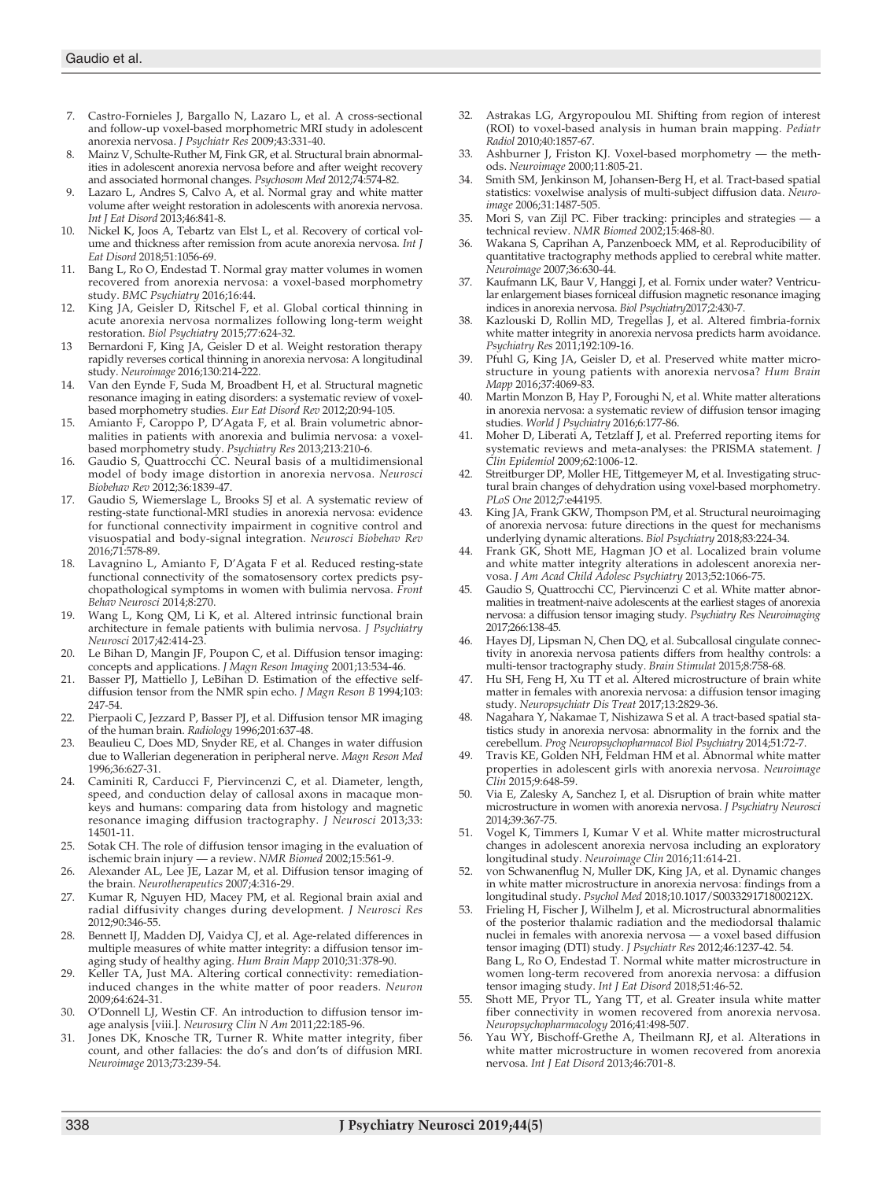7. Castro-Fornieles J, Bargallo N, Lazaro L, et al. A cross-sectional and follow-up voxel-based morphometric MRI study in adolescent anorexia nervosa. *J Psychiatr Res* 2009;43:331-40.
8. Mainz V, Schulte-Ruther M, Fink GR, et al. Structural brain abnormalities in adolescent anorexia nervosa before and after weight recovery and associated hormonal changes. *Psychosom Med* 2012;74:574-82.
9. Lazaro L, Andres S, Calvo A, et al. Normal gray and white matter volume after weight restoration in adolescents with anorexia nervosa. *Int J Eat Disord* 2013;46:841-8.
10. Nickel K, Joos A, Tebartz van Elst L, et al. Recovery of cortical volume and thickness after remission from acute anorexia nervosa. *Int J Eat Disord* 2018;51:1056-69.
11. Bang L, Ro O, Endestad T. Normal gray matter volumes in women recovered from anorexia nervosa: a voxel-based morphometry study. *BMC Psychiatry* 2016;16:44.
12. King JA, Geisler D, Ritschel F, et al. Global cortical thinning in acute anorexia nervosa normalizes following long-term weight restoration. *Biol Psychiatry* 2015;77:624-32.
13. Bernardoni F, King JA, Geisler D et al. Weight restoration therapy rapidly reverses cortical thinning in anorexia nervosa: A longitudinal study. *Neuroimage* 2016;130:214-222.
14. Van den Eynde F, Suda M, Broadbent H, et al. Structural magnetic resonance imaging in eating disorders: a systematic review of voxel-based morphometry studies. *Eur Eat Disord Rev* 2012;20:94-105.
15. Amianto F, Caroppo P, D'Agata F, et al. Brain volumetric abnormalities in patients with anorexia and bulimia nervosa: a voxel-based morphometry study. *Psychiatry Res* 2013;213:210-6.
16. Gaudio S, Quattrocchi CC. Neural basis of a multidimensional model of body image distortion in anorexia nervosa. *Neurosci Biobehav Rev* 2012;36:1839-47.
17. Gaudio S, Wiemerslage L, Brooks SJ et al. A systematic review of resting-state functional-MRI studies in anorexia nervosa: evidence for functional connectivity impairment in cognitive control and visuospatial and body-signal integration. *Neurosci Biobehav Rev* 2016;71:578-89.
18. Lavagnino L, Amianto F, D'Agata F et al. Reduced resting-state functional connectivity of the somatosensory cortex predicts psychopathological symptoms in women with bulimia nervosa. *Front Behav Neurosci* 2014;8:270.
19. Wang L, Kong QM, Li K, et al. Altered intrinsic functional brain architecture in female patients with bulimia nervosa. *J Psychiatry Neurosci* 2017;42:414-23.
20. Le Bihan D, Mangin JF, Poupon C, et al. Diffusion tensor imaging: concepts and applications. *J Magn Reson Imaging* 2001;13:534-46.
21. Basser PJ, Mattiello J, LeBihan D. Estimation of the effective self-diffusion tensor from the NMR spin echo. *J Magn Reson B* 1994;103: 247-54.
22. Pierpaoli C, Jezzard P, Basser PJ, et al. Diffusion tensor MR imaging of the human brain. *Radiology* 1996;201:637-48.
23. Beaulieu C, Does MD, Snyder RE, et al. Changes in water diffusion due to Wallerian degeneration in peripheral nerve. *Magn Reson Med* 1996;36:627-31.
24. Caminiti R, Carducci F, Piervincenzi C, et al. Diameter, length, speed, and conduction delay of callosal axons in macaque monkeys and humans: comparing data from histology and magnetic resonance imaging diffusion tractography. *J Neurosci* 2013;33: 14501-11.
25. Sotak CH. The role of diffusion tensor imaging in the evaluation of ischemic brain injury — a review. *NMR Biomed* 2002;15:561-9.
26. Alexander AL, Lee JE, Lazar M, et al. Diffusion tensor imaging of the brain. *Neurotherapeutics* 2007;4:316-29.
27. Kumar R, Nguyen HD, Macey PM, et al. Regional brain axial and radial diffusivity changes during development. *J Neurosci Res* 2012;90:346-55.
28. Bennett IJ, Madden DJ, Vaidya CJ, et al. Age-related differences in multiple measures of white matter integrity: a diffusion tensor imaging study of healthy aging. *Hum Brain Mapp* 2010;31:378-90.
29. Keller TA, Just MA. Altering cortical connectivity: remediation-induced changes in the white matter of poor readers. *Neuron* 2009;64:624-31.
30. O'Donnell LJ, Westin CF. An introduction to diffusion tensor image analysis [viii.]. *Neurosurg Clin N Am* 2011;22:185-96.
31. Jones DK, Knosche TR, Turner R. White matter integrity, fiber count, and other fallacies: the do's and don'ts of diffusion MRI. *Neuroimage* 2013;73:239-54.
32. Astrakas LG, Argyropoulou MI. Shifting from region of interest (ROI) to voxel-based analysis in human brain mapping. *Pediatr Radiol* 2010;40:1857-67.
33. Ashburner J, Friston KJ. Voxel-based morphometry — the methods. *Neuroimage* 2000;11:805-21.
34. Smith SM, Jenkinson M, Johansen-Berg H, et al. Tract-based spatial statistics: voxelwise analysis of multi-subject diffusion data. *Neuroimage* 2006;31:1487-505.
35. Mori S, van Zijl PC. Fiber tracking: principles and strategies — a technical review. *NMR Biomed* 2002;15:468-80.
36. Wakana S, Caprihan A, Panzenboeck MM, et al. Reproducibility of quantitative tractography methods applied to cerebral white matter. *Neuroimage* 2007;36:630-44.
37. Kaufmann LK, Baur V, Hanggi J, et al. Fornix under water? Ventricular enlargement biases forniceal diffusion magnetic resonance imaging indices in anorexia nervosa. *Biol Psychiatry*2017;2:430-7.
38. Kazlouski D, Rollin MD, Tregellas J, et al. Altered fimbria-fornix white matter integrity in anorexia nervosa predicts harm avoidance. *Psychiatry Res* 2011;192:109-16.
39. Pfuhl G, King JA, Geisler D, et al. Preserved white matter microstructure in young patients with anorexia nervosa? *Hum Brain Mapp* 2016;37:4069-83.
40. Martin Monzon B, Hay P, Foroughi N, et al. White matter alterations in anorexia nervosa: a systematic review of diffusion tensor imaging studies. *World J Psychiatry* 2016;6:177-86.
41. Moher D, Liberati A, Tetzlaff J, et al. Preferred reporting items for systematic reviews and meta-analyses: the PRISMA statement. *J Clin Epidemiol* 2009;62:1006-12.
42. Streitburger DP, Moller HE, Tittgemeyer M, et al. Investigating structural brain changes of dehydration using voxel-based morphometry. *PLoS One* 2012;7:e44195.
43. King JA, Frank GKW, Thompson PM, et al. Structural neuroimaging of anorexia nervosa: future directions in the quest for mechanisms underlying dynamic alterations. *Biol Psychiatry* 2018;83:224-34.
44. Frank GK, Shott ME, Hagman JO et al. Localized brain volume and white matter integrity alterations in adolescent anorexia nervosa. *J Am Acad Child Adolesc Psychiatry* 2013;52:1066-75.
45. Gaudio S, Quattrocchi CC, Piervincenzi C et al. White matter abnormalities in treatment-naive adolescents at the earliest stages of anorexia nervosa: a diffusion tensor imaging study. *Psychiatry Res Neuroimaging* 2017;266:138-45.
46. Hayes DJ, Lipsman N, Chen DQ, et al. Subcallosal cingulate connectivity in anorexia nervosa patients differs from healthy controls: a multi-tensor tractography study. *Brain Stimulat* 2015;8:758-68.
47. Hu SH, Feng H, Xu TT et al. Altered microstructure of brain white matter in females with anorexia nervosa: a diffusion tensor imaging study. *Neuropsychiatr Dis Treat* 2017;13:2829-36.
48. Nagahara Y, Nakamae T, Nishizawa S et al. A tract-based spatial statistics study in anorexia nervosa: abnormality in the fornix and the cerebellum. *Prog Neuropsychopharmacol Biol Psychiatry* 2014;51:72-7.
49. Travis KE, Golden NH, Feldman HM et al. Abnormal white matter properties in adolescent girls with anorexia nervosa. *Neuroimage Clin* 2015;9:648-59.
50. Via E, Zalesky A, Sanchez I, et al. Disruption of brain white matter microstructure in women with anorexia nervosa. *J Psychiatry Neurosci* 2014;39:367-75.
51. Vogel K, Timmers I, Kumar V et al. White matter microstructural changes in adolescent anorexia nervosa including an exploratory longitudinal study. *Neuroimage Clin* 2016;11:614-21.
52. von Schwanenflug N, Muller DK, King JA, et al. Dynamic changes in white matter microstructure in anorexia nervosa: findings from a longitudinal study. *Psychol Med* 2018;10.1017/S003329171800212X.
53. Frieling H, Fischer J, Wilhelm J, et al. Microstructural abnormalities of the posterior thalamic radiation and the mediodorsal thalamic nuclei in females with anorexia nervosa — a voxel based diffusion tensor imaging (DTI) study. *J Psychiatr Res* 2012;46:1237-42. 54. Bang L, Ro O, Endestad T. Normal white matter microstructure in women long-term recovered from anorexia nervosa: a diffusion tensor imaging study. *Int J Eat Disord* 2018;51:46-52.
55. Shott ME, Pryor TL, Yang TT, et al. Greater insula white matter fiber connectivity in women recovered from anorexia nervosa. *Neuropsychopharmacology* 2016;41:498-507.
56. Yau WY, Bischoff-Grethe A, Theilmann RJ, et al. Alterations in white matter microstructure in women recovered from anorexia nervosa. *Int J Eat Disord* 2013;46:701-8.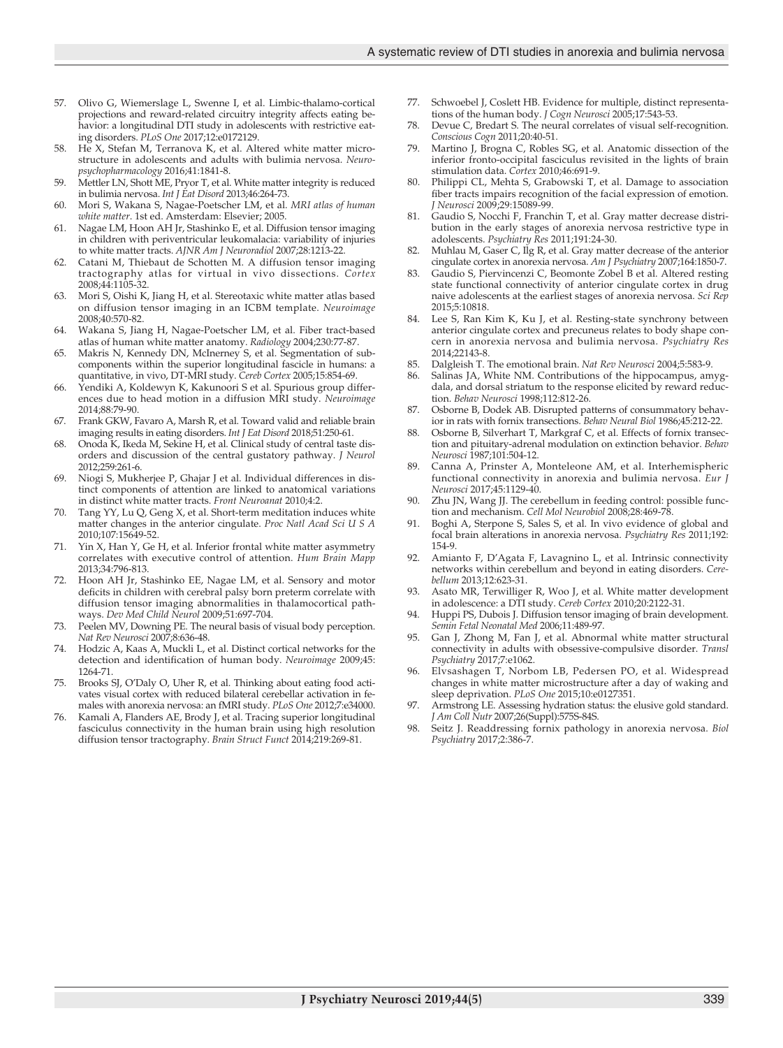57. Olivo G, Wiemerslage L, Swenne I, et al. Limbic-thalamo-cortical projections and reward-related circuitry integrity affects eating behavior: a longitudinal DTI study in adolescents with restrictive eating disorders. *PLoS One* 2017;12:e0172129.
58. He X, Stefan M, Terranova K, et al. Altered white matter microstructure in adolescents and adults with bulimia nervosa. *Neuropsychopharmacology* 2016;41:1841-8.
59. Mettler LN, Shott ME, Pryor T, et al. White matter integrity is reduced in bulimia nervosa. *Int J Eat Disord* 2013;46:264-73.
60. Mori S, Wakana S, Nagae-Poetscher LM, et al. *MRI atlas of human white matter*. 1st ed. Amsterdam: Elsevier; 2005.
61. Nagae LM, Hoon AH Jr, Stashinko E, et al. Diffusion tensor imaging in children with periventricular leukomalacia: variability of injuries to white matter tracts. *AJNR Am J Neuroradiol* 2007;28:1213-22.
62. Catani M, Thiebaut de Schotten M. A diffusion tensor imaging tractography atlas for virtual in vivo dissections. *Cortex* 2008;44:1105-32.
63. Mori S, Oishi K, Jiang H, et al. Stereotaxic white matter atlas based on diffusion tensor imaging in an ICBM template. *Neuroimage* 2008;40:570-82.
64. Wakana S, Jiang H, Nagae-Poetscher LM, et al. Fiber tract-based atlas of human white matter anatomy. *Radiology* 2004;230:77-87.
65. Makris N, Kennedy DN, McInerney S, et al. Segmentation of subcomponents within the superior longitudinal fascicle in humans: a quantitative, in vivo, DT-MRI study. *Cereb Cortex* 2005;15:854-69.
66. Yendiki A, Koldewyn K, Kakunoori S et al. Spurious group differences due to head motion in a diffusion MRI study. *Neuroimage* 2014;88:79-90.
67. Frank GKW, Favaro A, Marsh R, et al. Toward valid and reliable brain imaging results in eating disorders. *Int J Eat Disord* 2018;51:250-61.
68. Onoda K, Ikeda M, Sekine H, et al. Clinical study of central taste disorders and discussion of the central gustatory pathway. *J Neurol* 2012;259:261-6.
69. Niogi S, Mukherjee P, Ghajar J et al. Individual differences in distinct components of attention are linked to anatomical variations in distinct white matter tracts. *Front Neuroanat* 2010;4:2.
70. Tang YY, Lu Q, Geng X, et al. Short-term meditation induces white matter changes in the anterior cingulate. *Proc Natl Acad Sci U S A* 2010;107:15649-52.
71. Yin X, Han Y, Ge H, et al. Inferior frontal white matter asymmetry correlates with executive control of attention. *Hum Brain Mapp* 2013;34:796-813.
72. Hoon AH Jr, Stashinko EE, Nagae LM, et al. Sensory and motor deficits in children with cerebral palsy born preterm correlate with diffusion tensor imaging abnormalities in thalamocortical pathways. *Dev Med Child Neurol* 2009;51:697-704.
73. Peelen MV, Downing PE. The neural basis of visual body perception. *Nat Rev Neurosci* 2007;8:636-48.
74. Hodzic A, Kaas A, Muckli L, et al. Distinct cortical networks for the detection and identification of human body. *Neuroimage* 2009;45: 1264-71.
75. Brooks SJ, O'Daly O, Uher R, et al. Thinking about eating food activates visual cortex with reduced bilateral cerebellar activation in females with anorexia nervosa: an fMRI study. *PLoS One* 2012;7:e34000.
76. Kamali A, Flanders AE, Brody J, et al. Tracing superior longitudinal fasciculus connectivity in the human brain using high resolution diffusion tensor tractography. *Brain Struct Funct* 2014;219:269-81.
77. Schwoebel J, Coslett HB. Evidence for multiple, distinct representations of the human body. *J Cogn Neurosci* 2005;17:543-53.
78. Devue C, Bredart S. The neural correlates of visual self-recognition. *Conscious Cogn* 2011;20:40-51.
79. Martino J, Brogna C, Robles SG, et al. Anatomic dissection of the inferior fronto-occipital fasciculus revisited in the lights of brain stimulation data. *Cortex* 2010;46:691-9.
80. Philippi CL, Mehta S, Grabowski T, et al. Damage to association fiber tracts impairs recognition of the facial expression of emotion. *J Neurosci* 2009;29:15089-99.
81. Gaudio S, Nocchi F, Franchin T, et al. Gray matter decrease distribution in the early stages of anorexia nervosa restrictive type in adolescents. *Psychiatry Res* 2011;191:24-30.
82. Muhlau M, Gaser C, Ilg R, et al. Gray matter decrease of the anterior cingulate cortex in anorexia nervosa. *Am J Psychiatry* 2007;164:1850-7.
83. Gaudio S, Piervincenzi C, Beomonte Zobel B et al. Altered resting state functional connectivity of anterior cingulate cortex in drug naive adolescents at the earliest stages of anorexia nervosa. *Sci Rep* 2015;5:10818.
84. Lee S, Ran Kim K, Ku J, et al. Resting-state synchrony between anterior cingulate cortex and precuneus relates to body shape concern in anorexia nervosa and bulimia nervosa. *Psychiatry Res* 2014;22143-8.
85. Dalgleish T. The emotional brain. *Nat Rev Neurosci* 2004;5:583-9.
86. Salinas JA, White NM. Contributions of the hippocampus, amygdala, and dorsal striatum to the response elicited by reward reduction. *Behav Neurosci* 1998;112:812-26.
87. Osborne B, Dodek AB. Disrupted patterns of consummatory behavior in rats with fornix transections. *Behav Neural Biol* 1986;45:212-22.
88. Osborne B, Silverhart T, Markgraf C, et al. Effects of fornix transection and pituitary-adrenal modulation on extinction behavior. *Behav Neurosci* 1987;101:504-12.
89. Canna A, Prinster A, Monteleone AM, et al. Interhemispheric functional connectivity in anorexia and bulimia nervosa. *Eur J Neurosci* 2017;45:1129-40.
90. Zhu JN, Wang JJ. The cerebellum in feeding control: possible function and mechanism. *Cell Mol Neurobiol* 2008;28:469-78.
91. Boghi A, Sterpone S, Sales S, et al. In vivo evidence of global and focal brain alterations in anorexia nervosa. *Psychiatry Res* 2011;192: 154-9.
92. Amianto F, D'Agata F, Lavagnino L, et al. Intrinsic connectivity networks within cerebellum and beyond in eating disorders. *Cerebellum* 2013;12:623-31.
93. Asato MR, Terwilliger R, Woo J, et al. White matter development in adolescence: a DTI study. *Cereb Cortex* 2010;20:2122-31.
94. Huppi PS, Dubois J. Diffusion tensor imaging of brain development. *Semin Fetal Neonatal Med* 2006;11:489-97.
95. Gan J, Zhong M, Fan J, et al. Abnormal white matter structural connectivity in adults with obsessive-compulsive disorder. *Transl Psychiatry* 2017;7:e1062.
96. Elvsashagen T, Norbom LB, Pedersen PO, et al. Widespread changes in white matter microstructure after a day of waking and sleep deprivation. *PLoS One* 2015;10:e0127351.
97. Armstrong LE. Assessing hydration status: the elusive gold standard. *J Am Coll Nutr* 2007;26(Suppl):575S-84S.
98. Seitz J. Readdressing fornix pathology in anorexia nervosa. *Biol Psychiatry* 2017;2:386-7.